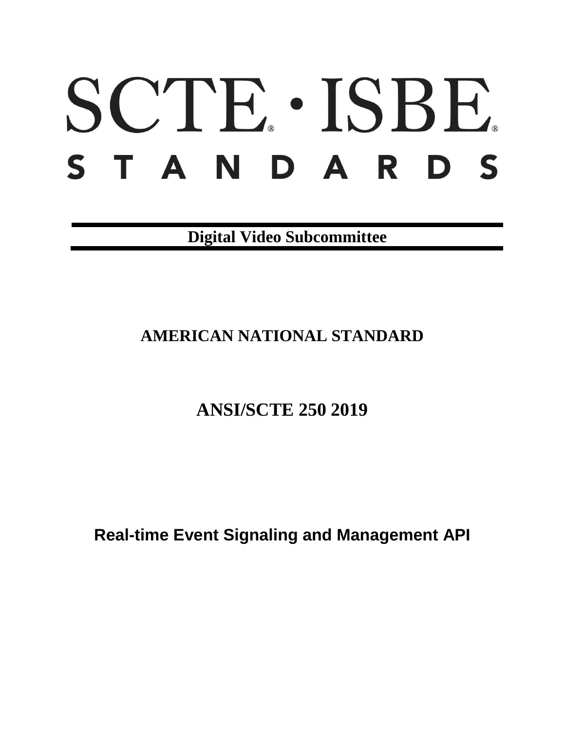# SCTE · ISBE STANDARDS

**Digital Video Subcommittee**

## AMERICAN NATIONAL STANDARD

## ANSI/SCTE 250 2019

# Real-time Event Signaling and Management API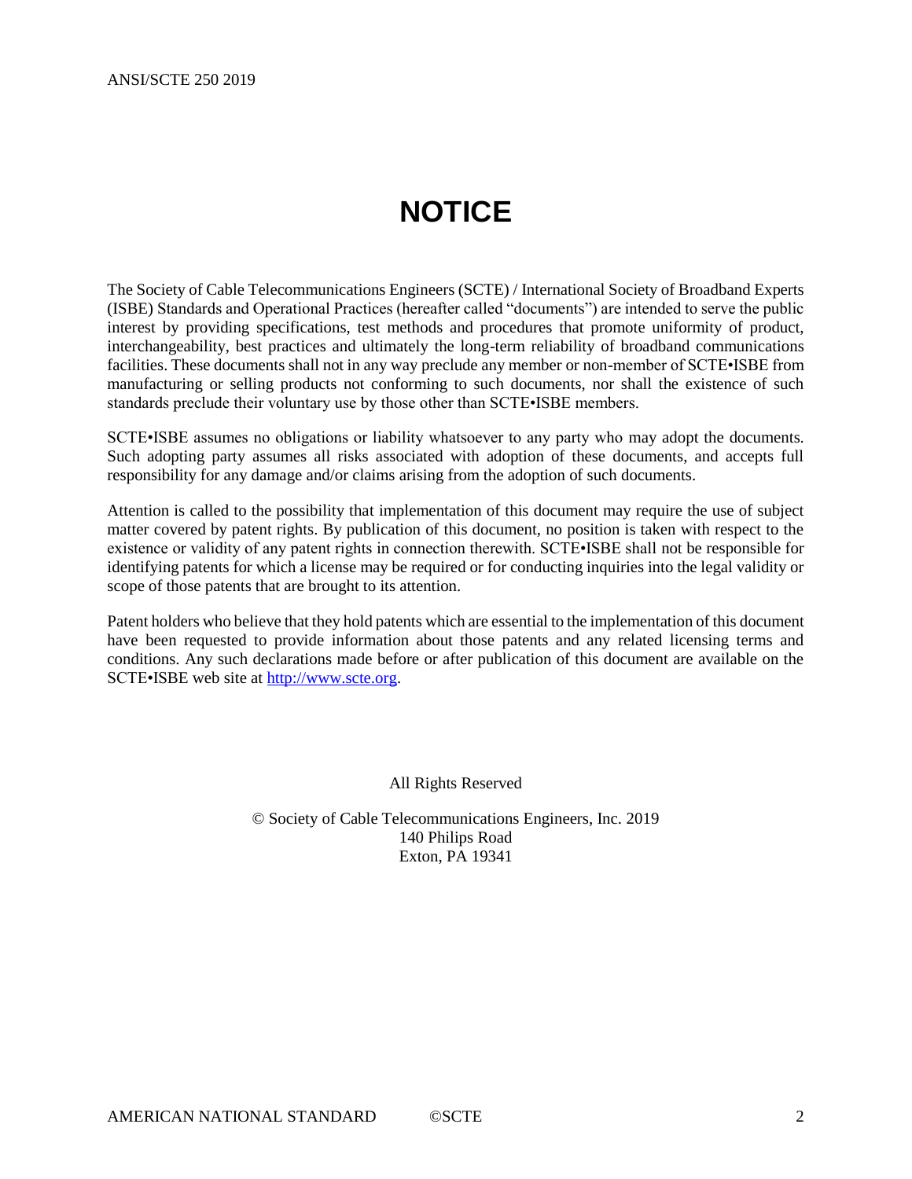# NOTICE

The Society of Cable Telecommunications Engineers (SCTE) / International Society of Broadband Experts (ISBE) Standards and Operational Practices (hereafter called "documents") are intended to serve the public interest by providing specifications, test methods and procedures that promote uniformity of product, interchangeability, best practices and ultimately the long-term reliability of broadband communications facilities. These documents shall not in any way preclude any member or non-member of SCTE•ISBE from manufacturing or selling products not conforming to such documents, nor shall the existence of such standards preclude their voluntary use by those other than SCTE•ISBE members.

SCTE•ISBE assumes no obligations or liability whatsoever to any party who may adopt the documents. Such adopting party assumes all risks associated with adoption of these documents, and accepts full responsibility for any damage and/or claims arising from the adoption of such documents.

Attention is called to the possibility that implementation of this document may require the use of subject matter covered by patent rights. By publication of this document, no position is taken with respect to the existence or validity of any patent rights in connection therewith. SCTE•ISBE shall not be responsible for identifying patents for which a license may be required or for conducting inquiries into the legal validity or scope of those patents that are brought to its attention.

Patent holders who believe that they hold patents which are essential to the implementation of this document have been requested to provide information about those patents and any related licensing terms and conditions. Any such declarations made before or after publication of this document are available on the SCTE•ISBE web site at [http://www.scte.org](http://www.scte.org).

All Rights Reserved

© Society of Cable Telecommunications Engineers, Inc. 2019
140 Philips Road
Exton, PA 19341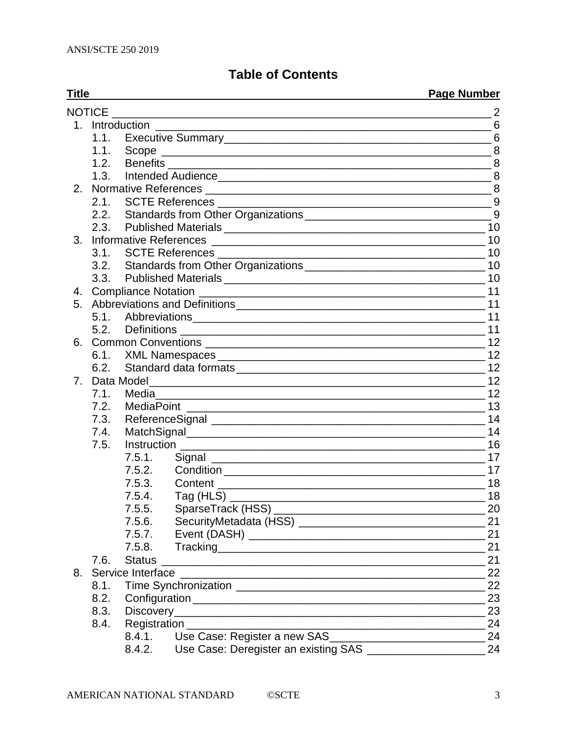# Table of Contents

| Title | Page Number |
|---|---|
| NOTICE | 2 |
| 1. Introduction | 6 |
| 1.1. Executive Summary | 6 |
| 1.1. Scope | 8 |
| 1.2. Benefits | 8 |
| 1.3. Intended Audience | 8 |
| 2. Normative References | 8 |
| 2.1. SCTE References | 9 |
| 2.2. Standards from Other Organizations | 9 |
| 2.3. Published Materials | 10 |
| 3. Informative References | 10 |
| 3.1. SCTE References | 10 |
| 3.2. Standards from Other Organizations | 10 |
| 3.3. Published Materials | 10 |
| 4. Compliance Notation | 11 |
| 5. Abbreviations and Definitions | 11 |
| 5.1. Abbreviations | 11 |
| 5.2. Definitions | 11 |
| 6. Common Conventions | 12 |
| 6.1. XML Namespaces | 12 |
| 6.2. Standard data formats | 12 |
| 7. Data Model | 12 |
| 7.1. Media | 12 |
| 7.2. MediaPoint | 13 |
| 7.3. ReferenceSignal | 14 |
| 7.4. MatchSignal | 14 |
| 7.5. Instruction | 16 |
| 7.5.1. Signal | 17 |
| 7.5.2. Condition | 17 |
| 7.5.3. Content | 18 |
| 7.5.4. Tag (HLS) | 18 |
| 7.5.5. SparseTrack (HSS) | 20 |
| 7.5.6. SecurityMetadata (HSS) | 21 |
| 7.5.7. Event (DASH) | 21 |
| 7.5.8. Tracking | 21 |
| 7.6. Status | 21 |
| 8. Service Interface | 22 |
| 8.1. Time Synchronization | 22 |
| 8.2. Configuration | 23 |
| 8.3. Discovery | 23 |
| 8.4. Registration | 24 |
| 8.4.1. Use Case: Register a new SAS | 24 |
| 8.4.2. Use Case: Deregister an existing SAS | 24 |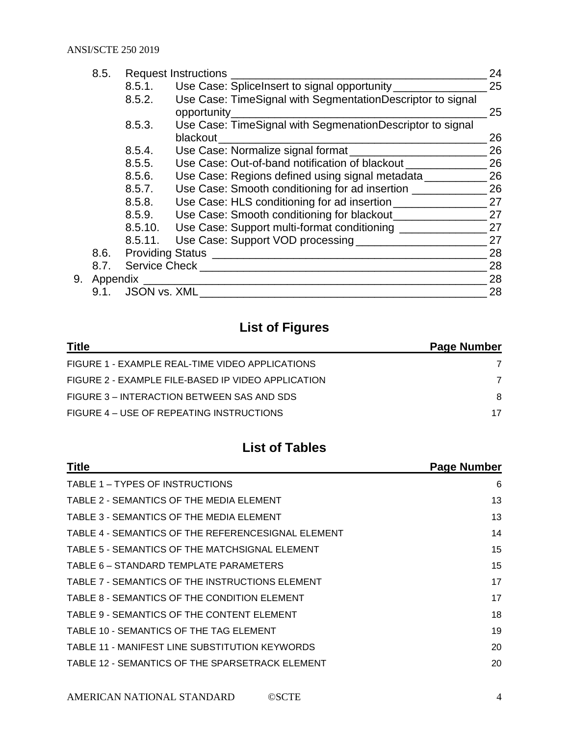- 8.5. Request Instructions 24
  - 8.5.1. Use Case: SpliceInsert to signal opportunity 25
  - 8.5.2. Use Case: TimeSignal with SegmentationDescriptor to signal opportunity 25
  - 8.5.3. Use Case: TimeSignal with SegmenationDescriptor to signal blackout 26
  - 8.5.4. Use Case: Normalize signal format 26
  - 8.5.5. Use Case: Out-of-band notification of blackout 26
  - 8.5.6. Use Case: Regions defined using signal metadata 26
  - 8.5.7. Use Case: Smooth conditioning for ad insertion 26
  - 8.5.8. Use Case: HLS conditioning for ad insertion 27
  - 8.5.9. Use Case: Smooth conditioning for blackout 27
  - 8.5.10. Use Case: Support multi-format conditioning 27
  - 8.5.11. Use Case: Support VOD processing 27
- 8.6. Providing Status 28
- 8.7. Service Check 28

9. Appendix 28
   - 9.1. JSON vs. XML 28

## List of Figures

| Title | Page Number |
|---|---|
| FIGURE 1 - EXAMPLE REAL-TIME VIDEO APPLICATIONS | 7 |
| FIGURE 2 - EXAMPLE FILE-BASED IP VIDEO APPLICATION | 7 |
| FIGURE 3 – INTERACTION BETWEEN SAS AND SDS | 8 |
| FIGURE 4 – USE OF REPEATING INSTRUCTIONS | 17 |

## List of Tables

| Title | Page Number |
|---|---|
| TABLE 1 – TYPES OF INSTRUCTIONS | 6 |
| TABLE 2 - SEMANTICS OF THE MEDIA ELEMENT | 13 |
| TABLE 3 - SEMANTICS OF THE MEDIA ELEMENT | 13 |
| TABLE 4 - SEMANTICS OF THE REFERENCESIGNAL ELEMENT | 14 |
| TABLE 5 - SEMANTICS OF THE MATCHSIGNAL ELEMENT | 15 |
| TABLE 6 – STANDARD TEMPLATE PARAMETERS | 15 |
| TABLE 7 - SEMANTICS OF THE INSTRUCTIONS ELEMENT | 17 |
| TABLE 8 - SEMANTICS OF THE CONDITION ELEMENT | 17 |
| TABLE 9 - SEMANTICS OF THE CONTENT ELEMENT | 18 |
| TABLE 10 - SEMANTICS OF THE TAG ELEMENT | 19 |
| TABLE 11 - MANIFEST LINE SUBSTITUTION KEYWORDS | 20 |
| TABLE 12 - SEMANTICS OF THE SPARSETRACK ELEMENT | 20 |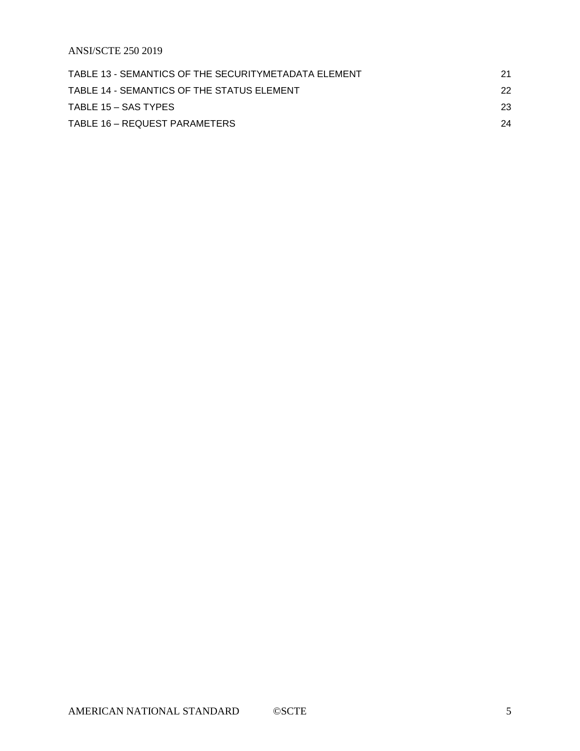TABLE 13 - SEMANTICS OF THE SECURITYMETADATA ELEMENT 21

TABLE 14 - SEMANTICS OF THE STATUS ELEMENT 22

TABLE 15 – SAS TYPES 23

TABLE 16 – REQUEST PARAMETERS 24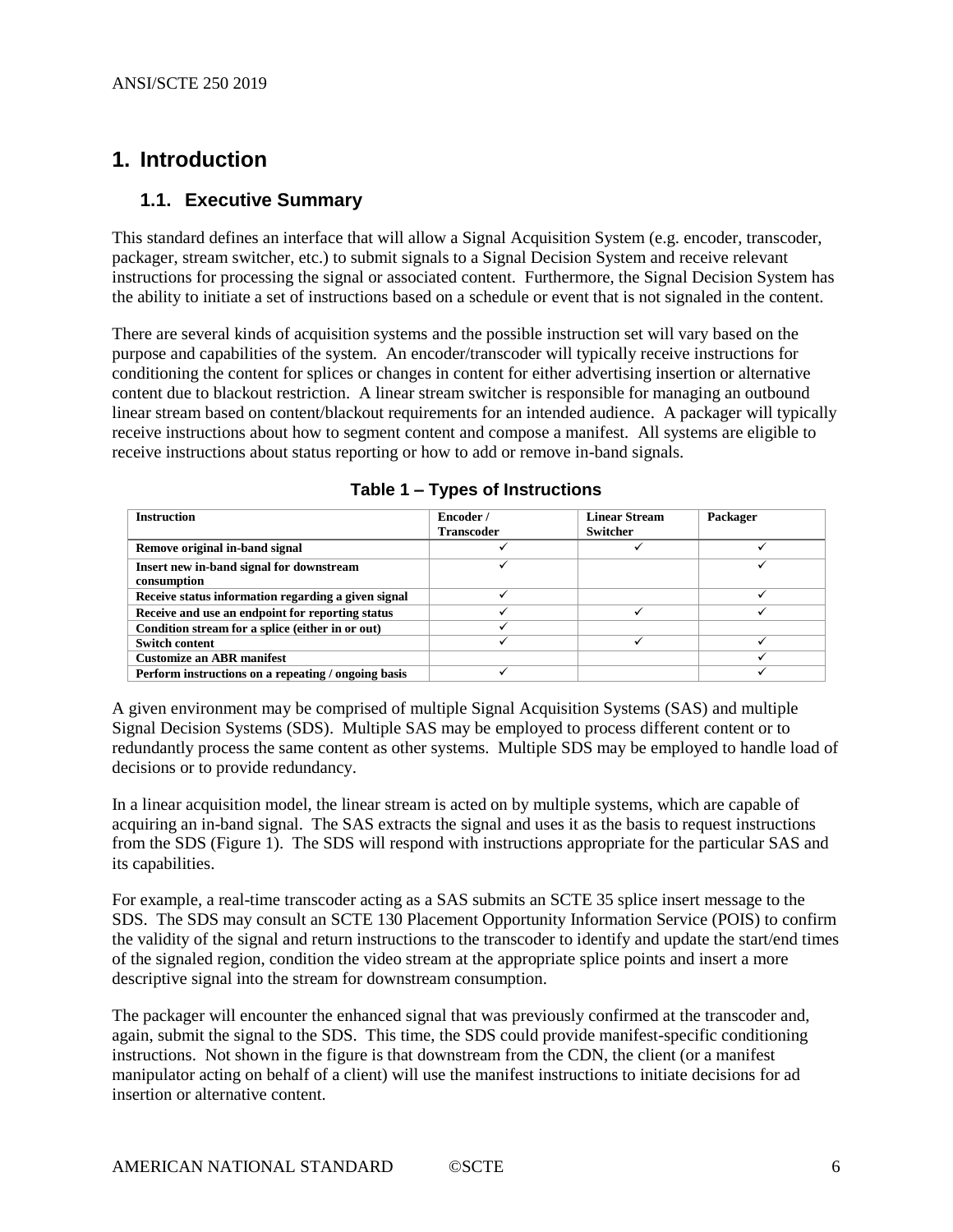# 1. Introduction

## 1.1. Executive Summary

This standard defines an interface that will allow a Signal Acquisition System (e.g. encoder, transcoder, packager, stream switcher, etc.) to submit signals to a Signal Decision System and receive relevant instructions for processing the signal or associated content. Furthermore, the Signal Decision System has the ability to initiate a set of instructions based on a schedule or event that is not signaled in the content.

There are several kinds of acquisition systems and the possible instruction set will vary based on the purpose and capabilities of the system. An encoder/transcoder will typically receive instructions for conditioning the content for splices or changes in content for either advertising insertion or alternative content due to blackout restriction. A linear stream switcher is responsible for managing an outbound linear stream based on content/blackout requirements for an intended audience. A packager will typically receive instructions about how to segment content and compose a manifest. All systems are eligible to receive instructions about status reporting or how to add or remove in-band signals.

**Table 1 – Types of Instructions**

| Instruction | Encoder / Transcoder | Linear Stream Switcher | Packager |
|---|---|---|---|
| Remove original in-band signal | ✓ | ✓ | ✓ |
| Insert new in-band signal for downstream consumption | ✓ | | ✓ |
| Receive status information regarding a given signal | ✓ | | ✓ |
| Receive and use an endpoint for reporting status | ✓ | ✓ | ✓ |
| Condition stream for a splice (either in or out) | ✓ | | |
| Switch content | ✓ | ✓ | ✓ |
| Customize an ABR manifest | | | ✓ |
| Perform instructions on a repeating / ongoing basis | ✓ | | ✓ |

A given environment may be comprised of multiple Signal Acquisition Systems (SAS) and multiple Signal Decision Systems (SDS). Multiple SAS may be employed to process different content or to redundantly process the same content as other systems. Multiple SDS may be employed to handle load of decisions or to provide redundancy.

In a linear acquisition model, the linear stream is acted on by multiple systems, which are capable of acquiring an in-band signal. The SAS extracts the signal and uses it as the basis to request instructions from the SDS (Figure 1). The SDS will respond with instructions appropriate for the particular SAS and its capabilities.

For example, a real-time transcoder acting as a SAS submits an SCTE 35 splice insert message to the SDS. The SDS may consult an SCTE 130 Placement Opportunity Information Service (POIS) to confirm the validity of the signal and return instructions to the transcoder to identify and update the start/end times of the signaled region, condition the video stream at the appropriate splice points and insert a more descriptive signal into the stream for downstream consumption.

The packager will encounter the enhanced signal that was previously confirmed at the transcoder and, again, submit the signal to the SDS. This time, the SDS could provide manifest-specific conditioning instructions. Not shown in the figure is that downstream from the CDN, the client (or a manifest manipulator acting on behalf of a client) will use the manifest instructions to initiate decisions for ad insertion or alternative content.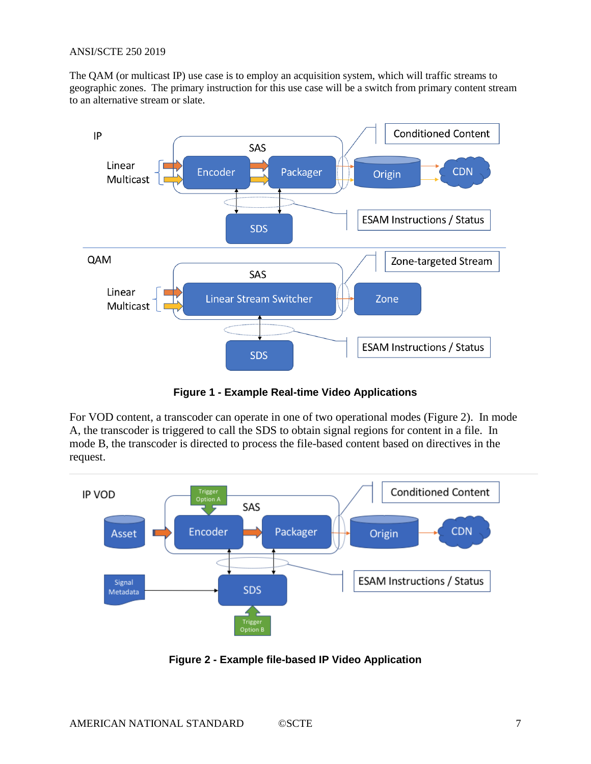The QAM (or multicast IP) use case is to employ an acquisition system, which will traffic streams to geographic zones. The primary instruction for this use case will be a switch from primary content stream to an alternative stream or slate.

**Figure 1 - Example Real-time Video Applications**

For VOD content, a transcoder can operate in one of two operational modes (Figure 2). In mode A, the transcoder is triggered to call the SDS to obtain signal regions for content in a file. In mode B, the transcoder is directed to process the file-based content based on directives in the request.

**Figure 2 - Example file-based IP Video Application**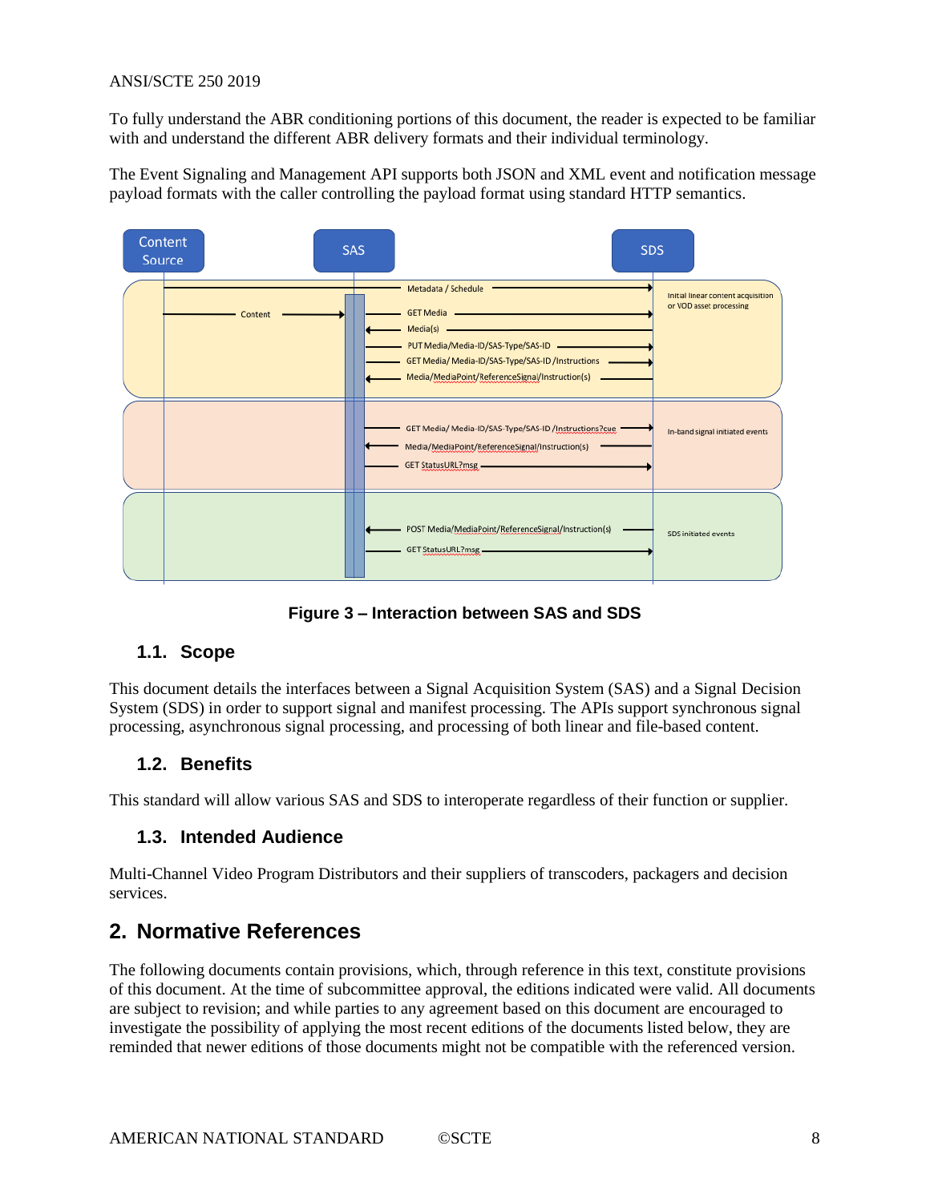To fully understand the ABR conditioning portions of this document, the reader is expected to be familiar with and understand the different ABR delivery formats and their individual terminology.

The Event Signaling and Management API supports both JSON and XML event and notification message payload formats with the caller controlling the payload format using standard HTTP semantics.

**Figure 3 – Interaction between SAS and SDS**

## 1.1. Scope

This document details the interfaces between a Signal Acquisition System (SAS) and a Signal Decision System (SDS) in order to support signal and manifest processing. The APIs support synchronous signal processing, asynchronous signal processing, and processing of both linear and file-based content.

## 1.2. Benefits

This standard will allow various SAS and SDS to interoperate regardless of their function or supplier.

## 1.3. Intended Audience

Multi-Channel Video Program Distributors and their suppliers of transcoders, packagers and decision services.

# 2. Normative References

The following documents contain provisions, which, through reference in this text, constitute provisions of this document. At the time of subcommittee approval, the editions indicated were valid. All documents are subject to revision; and while parties to any agreement based on this document are encouraged to investigate the possibility of applying the most recent editions of the documents listed below, they are reminded that newer editions of those documents might not be compatible with the referenced version.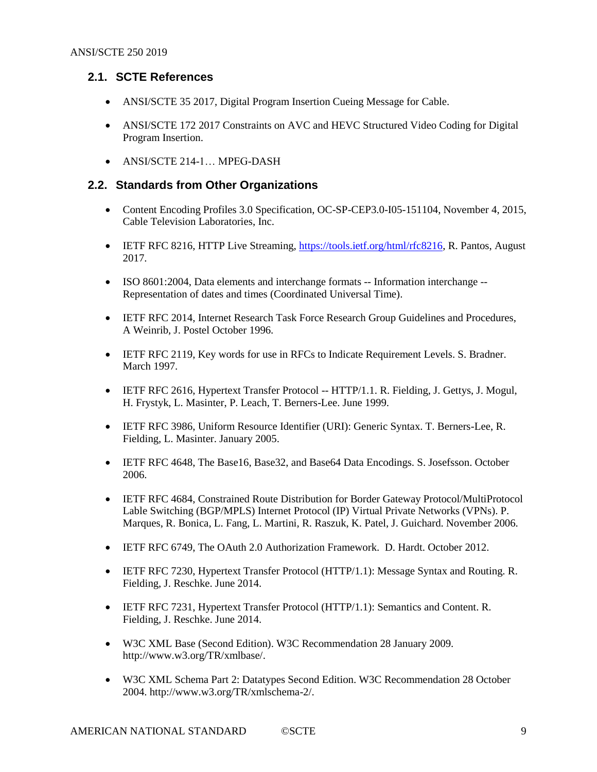## 2.1. SCTE References

- ANSI/SCTE 35 2017, Digital Program Insertion Cueing Message for Cable.
- ANSI/SCTE 172 2017 Constraints on AVC and HEVC Structured Video Coding for Digital Program Insertion.
- ANSI/SCTE 214-1… MPEG-DASH

## 2.2. Standards from Other Organizations

- Content Encoding Profiles 3.0 Specification, OC-SP-CEP3.0-I05-151104, November 4, 2015, Cable Television Laboratories, Inc.
- IETF RFC 8216, HTTP Live Streaming, https://tools.ietf.org/html/rfc8216, R. Pantos, August 2017.
- ISO 8601:2004, Data elements and interchange formats -- Information interchange -- Representation of dates and times (Coordinated Universal Time).
- IETF RFC 2014, Internet Research Task Force Research Group Guidelines and Procedures, A Weinrib, J. Postel October 1996.
- IETF RFC 2119, Key words for use in RFCs to Indicate Requirement Levels. S. Bradner. March 1997.
- IETF RFC 2616, Hypertext Transfer Protocol -- HTTP/1.1. R. Fielding, J. Gettys, J. Mogul, H. Frystyk, L. Masinter, P. Leach, T. Berners-Lee. June 1999.
- IETF RFC 3986, Uniform Resource Identifier (URI): Generic Syntax. T. Berners-Lee, R. Fielding, L. Masinter. January 2005.
- IETF RFC 4648, The Base16, Base32, and Base64 Data Encodings. S. Josefsson. October 2006.
- IETF RFC 4684, Constrained Route Distribution for Border Gateway Protocol/MultiProtocol Lable Switching (BGP/MPLS) Internet Protocol (IP) Virtual Private Networks (VPNs). P. Marques, R. Bonica, L. Fang, L. Martini, R. Raszuk, K. Patel, J. Guichard. November 2006.
- IETF RFC 6749, The OAuth 2.0 Authorization Framework. D. Hardt. October 2012.
- IETF RFC 7230, Hypertext Transfer Protocol (HTTP/1.1): Message Syntax and Routing. R. Fielding, J. Reschke. June 2014.
- IETF RFC 7231, Hypertext Transfer Protocol (HTTP/1.1): Semantics and Content. R. Fielding, J. Reschke. June 2014.
- W3C XML Base (Second Edition). W3C Recommendation 28 January 2009. http://www.w3.org/TR/xmlbase/.
- W3C XML Schema Part 2: Datatypes Second Edition. W3C Recommendation 28 October 2004. http://www.w3.org/TR/xmlschema-2/.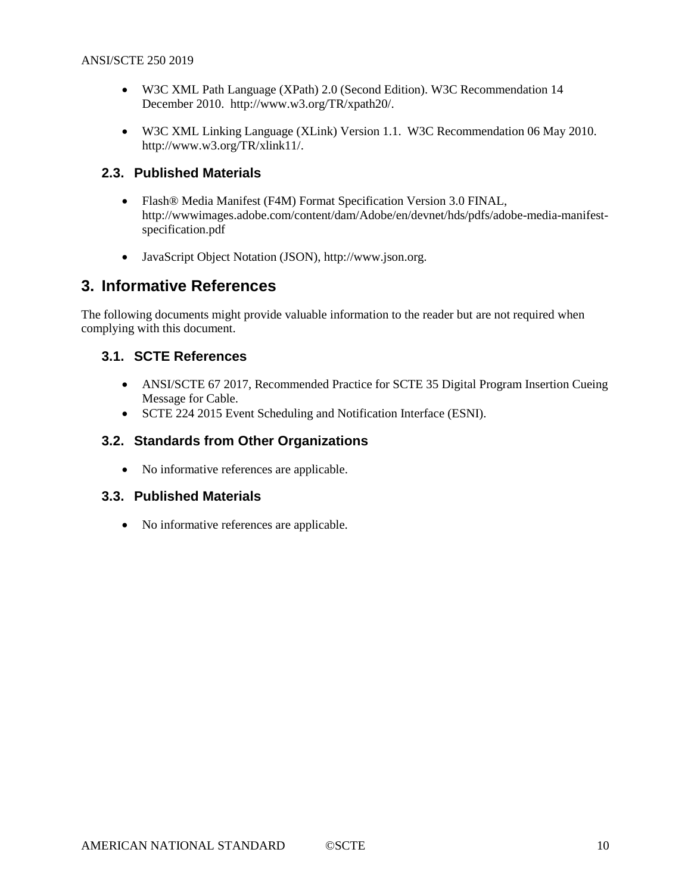- W3C XML Path Language (XPath) 2.0 (Second Edition). W3C Recommendation 14 December 2010. http://www.w3.org/TR/xpath20/.
- W3C XML Linking Language (XLink) Version 1.1. W3C Recommendation 06 May 2010. http://www.w3.org/TR/xlink11/.

### 2.3. Published Materials

- Flash® Media Manifest (F4M) Format Specification Version 3.0 FINAL, http://wwwimages.adobe.com/content/dam/Adobe/en/devnet/hds/pdfs/adobe-media-manifest-specification.pdf
- JavaScript Object Notation (JSON), http://www.json.org.

## 3. Informative References

The following documents might provide valuable information to the reader but are not required when complying with this document.

### 3.1. SCTE References

- ANSI/SCTE 67 2017, Recommended Practice for SCTE 35 Digital Program Insertion Cueing Message for Cable.
- SCTE 224 2015 Event Scheduling and Notification Interface (ESNI).

### 3.2. Standards from Other Organizations

- No informative references are applicable.

### 3.3. Published Materials

- No informative references are applicable.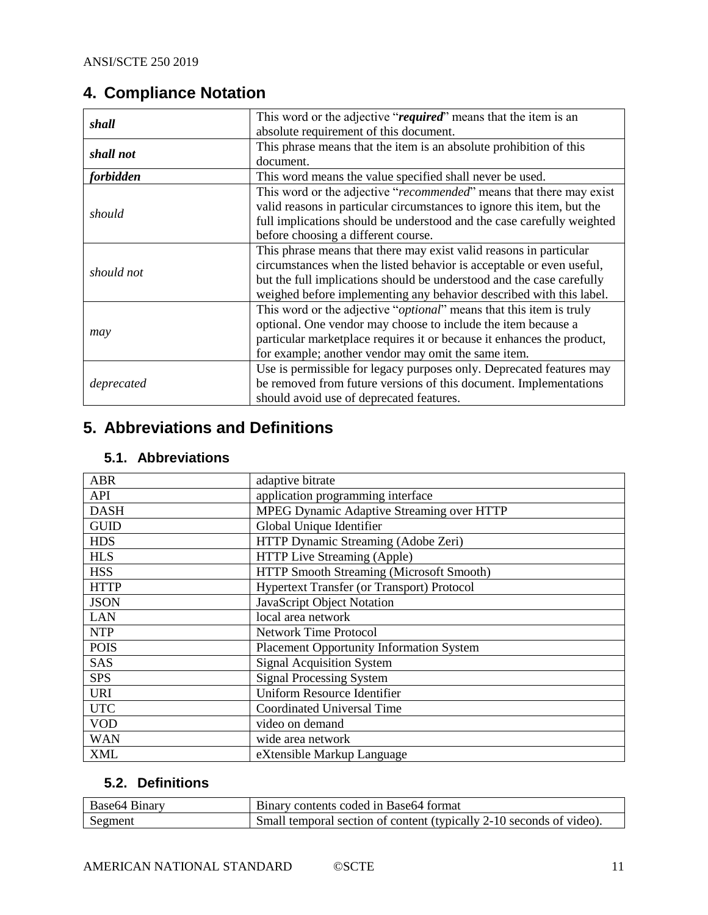# 4. Compliance Notation

| | |
|---|---|
| ***shall*** | This word or the adjective "***required***" means that the item is an absolute requirement of this document. |
| ***shall not*** | This phrase means that the item is an absolute prohibition of this document. |
| ***forbidden*** | This word means the value specified shall never be used. |
| *should* | This word or the adjective "*recommended*" means that there may exist valid reasons in particular circumstances to ignore this item, but the full implications should be understood and the case carefully weighted before choosing a different course. |
| *should not* | This phrase means that there may exist valid reasons in particular circumstances when the listed behavior is acceptable or even useful, but the full implications should be understood and the case carefully weighed before implementing any behavior described with this label. |
| *may* | This word or the adjective "*optional*" means that this item is truly optional. One vendor may choose to include the item because a particular marketplace requires it or because it enhances the product, for example; another vendor may omit the same item. |
| *deprecated* | Use is permissible for legacy purposes only. Deprecated features may be removed from future versions of this document. Implementations should avoid use of deprecated features. |

# 5. Abbreviations and Definitions

## 5.1. Abbreviations

| | |
|---|---|
| ABR | adaptive bitrate |
| API | application programming interface |
| DASH | MPEG Dynamic Adaptive Streaming over HTTP |
| GUID | Global Unique Identifier |
| HDS | HTTP Dynamic Streaming (Adobe Zeri) |
| HLS | HTTP Live Streaming (Apple) |
| HSS | HTTP Smooth Streaming (Microsoft Smooth) |
| HTTP | Hypertext Transfer (or Transport) Protocol |
| JSON | JavaScript Object Notation |
| LAN | local area network |
| NTP | Network Time Protocol |
| POIS | Placement Opportunity Information System |
| SAS | Signal Acquisition System |
| SPS | Signal Processing System |
| URI | Uniform Resource Identifier |
| UTC | Coordinated Universal Time |
| VOD | video on demand |
| WAN | wide area network |
| XML | eXtensible Markup Language |

## 5.2. Definitions

| | |
|---|---|
| Base64 Binary | Binary contents coded in Base64 format |
| Segment | Small temporal section of content (typically 2-10 seconds of video). |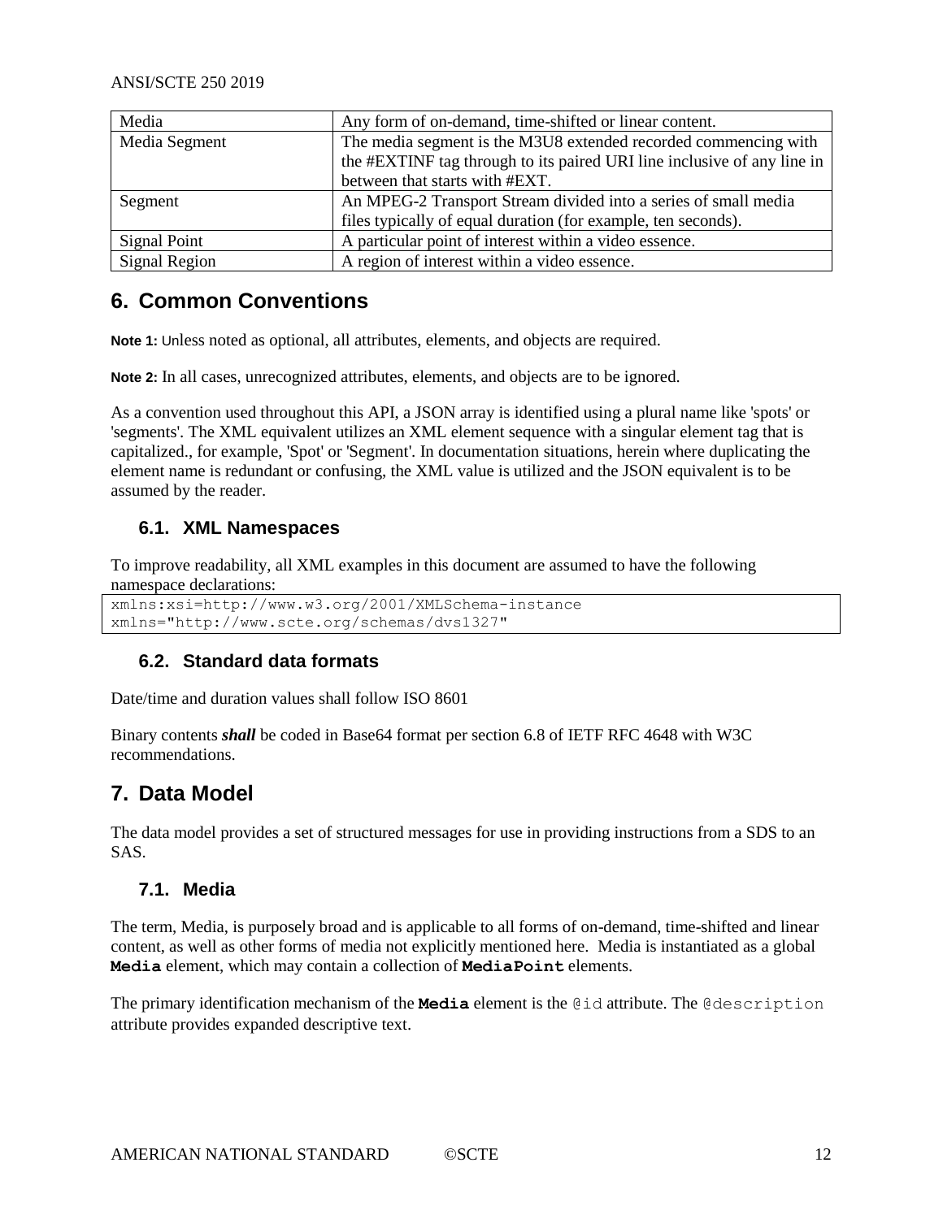| Media | Any form of on-demand, time-shifted or linear content. |
| --- | --- |
| Media Segment | The media segment is the M3U8 extended recorded commencing with the #EXTINF tag through to its paired URI line inclusive of any line in between that starts with #EXT. |
| Segment | An MPEG-2 Transport Stream divided into a series of small media files typically of equal duration (for example, ten seconds). |
| Signal Point | A particular point of interest within a video essence. |
| Signal Region | A region of interest within a video essence. |

# 6. Common Conventions

**Note 1:** Unless noted as optional, all attributes, elements, and objects are required.

**Note 2:** In all cases, unrecognized attributes, elements, and objects are to be ignored.

As a convention used throughout this API, a JSON array is identified using a plural name like 'spots' or 'segments'. The XML equivalent utilizes an XML element sequence with a singular element tag that is capitalized., for example, 'Spot' or 'Segment'. In documentation situations, herein where duplicating the element name is redundant or confusing, the XML value is utilized and the JSON equivalent is to be assumed by the reader.

## 6.1. XML Namespaces

To improve readability, all XML examples in this document are assumed to have the following namespace declarations:

```
xmlns:xsi=http://www.w3.org/2001/XMLSchema-instance
xmlns="http://www.scte.org/schemas/dvs1327"
```

## 6.2. Standard data formats

Date/time and duration values shall follow ISO 8601

Binary contents ***shall*** be coded in Base64 format per section 6.8 of IETF RFC 4648 with W3C recommendations.

# 7. Data Model

The data model provides a set of structured messages for use in providing instructions from a SDS to an SAS.

## 7.1. Media

The term, Media, is purposely broad and is applicable to all forms of on-demand, time-shifted and linear content, as well as other forms of media not explicitly mentioned here. Media is instantiated as a global **`Media`** element, which may contain a collection of **`MediaPoint`** elements.

The primary identification mechanism of the **`Media`** element is the `@id` attribute. The `@description` attribute provides expanded descriptive text.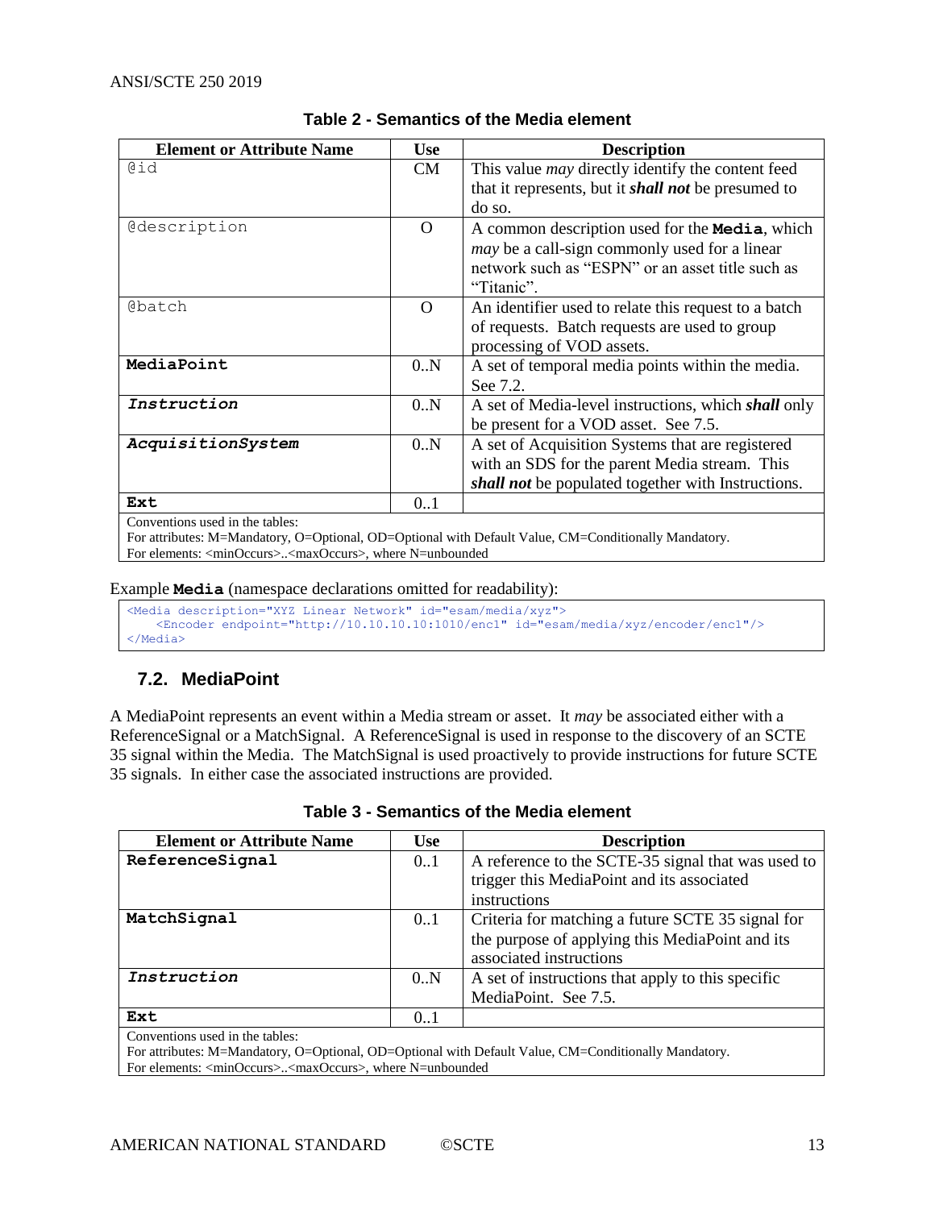**Table 2 - Semantics of the Media element**

| Element or Attribute Name | Use | Description |
|---|---|---|
| @id | CM | This value *may* directly identify the content feed that it represents, but it ***shall not*** be presumed to do so. |
| @description | O | A common description used for the **Media**, which *may* be a call-sign commonly used for a linear network such as "ESPN" or an asset title such as "Titanic". |
| @batch | O | An identifier used to relate this request to a batch of requests. Batch requests are used to group processing of VOD assets. |
| **MediaPoint** | 0..N | A set of temporal media points within the media. See 7.2. |
| ***Instruction*** | 0..N | A set of Media-level instructions, which ***shall*** only be present for a VOD asset. See 7.5. |
| ***AcquisitionSystem*** | 0..N | A set of Acquisition Systems that are registered with an SDS for the parent Media stream. This ***shall not*** be populated together with Instructions. |
| **Ext** | 0..1 | |
| Conventions used in the tables:<br>For attributes: M=Mandatory, O=Optional, OD=Optional with Default Value, CM=Conditionally Mandatory.<br>For elements: <minOccurs>..<maxOccurs>, where N=unbounded | | |

Example **Media** (namespace declarations omitted for readability):

```
<Media description="XYZ Linear Network" id="esam/media/xyz">
    <Encoder endpoint="http://10.10.10.10:1010/enc1" id="esam/media/xyz/encoder/enc1"/>
</Media>
```

## 7.2. MediaPoint

A MediaPoint represents an event within a Media stream or asset. It *may* be associated either with a ReferenceSignal or a MatchSignal. A ReferenceSignal is used in response to the discovery of an SCTE 35 signal within the Media. The MatchSignal is used proactively to provide instructions for future SCTE 35 signals. In either case the associated instructions are provided.

**Table 3 - Semantics of the Media element**

| Element or Attribute Name | Use | Description |
|---|---|---|
| **ReferenceSignal** | 0..1 | A reference to the SCTE-35 signal that was used to trigger this MediaPoint and its associated instructions |
| **MatchSignal** | 0..1 | Criteria for matching a future SCTE 35 signal for the purpose of applying this MediaPoint and its associated instructions |
| ***Instruction*** | 0..N | A set of instructions that apply to this specific MediaPoint. See 7.5. |
| **Ext** | 0..1 | |
| Conventions used in the tables:<br>For attributes: M=Mandatory, O=Optional, OD=Optional with Default Value, CM=Conditionally Mandatory.<br>For elements: <minOccurs>..<maxOccurs>, where N=unbounded | | |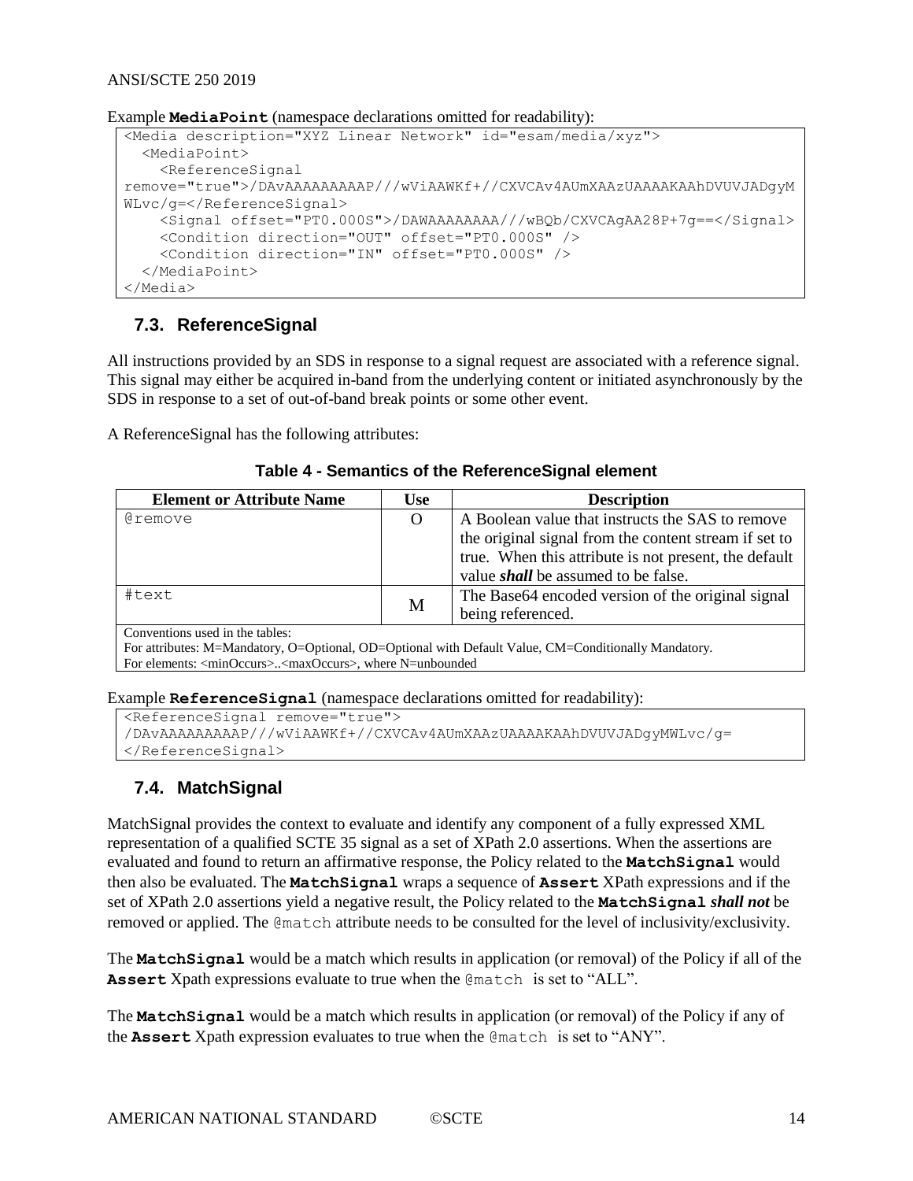Example **MediaPoint** (namespace declarations omitted for readability):

```
<Media description="XYZ Linear Network" id="esam/media/xyz">
  <MediaPoint>
    <ReferenceSignal
remove="true">/DAvAAAAAAAAAP///wViAAWKf+//CXVCAv4AUmXAAzUAAAAKAAhDVUVJADgyM
WLvc/g=</ReferenceSignal>
    <Signal offset="PT0.000S">/DAWAAAAAAAAA///wBQb/CXVCAgAA28P+7g==</Signal>
    <Condition direction="OUT" offset="PT0.000S" />
    <Condition direction="IN" offset="PT0.000S" />
  </MediaPoint>
</Media>
```

## 7.3. ReferenceSignal

All instructions provided by an SDS in response to a signal request are associated with a reference signal. This signal may either be acquired in-band from the underlying content or initiated asynchronously by the SDS in response to a set of out-of-band break points or some other event.

A ReferenceSignal has the following attributes:

**Table 4 - Semantics of the ReferenceSignal element**

| Element or Attribute Name | Use | Description |
|---|---|---|
| @remove | O | A Boolean value that instructs the SAS to remove the original signal from the content stream if set to true. When this attribute is not present, the default value ***shall*** be assumed to be false. |
| #text | M | The Base64 encoded version of the original signal being referenced. |
| Conventions used in the tables:<br>For attributes: M=Mandatory, O=Optional, OD=Optional with Default Value, CM=Conditionally Mandatory.<br>For elements: <minOccurs>..<maxOccurs>, where N=unbounded | | |

Example **ReferenceSignal** (namespace declarations omitted for readability):

```
<ReferenceSignal remove="true">
/DAvAAAAAAAAAP///wViAAWKf+//CXVCAv4AUmXAAzUAAAAKAAhDVUVJADgyMWLvc/g=
</ReferenceSignal>
```

## 7.4. MatchSignal

MatchSignal provides the context to evaluate and identify any component of a fully expressed XML representation of a qualified SCTE 35 signal as a set of XPath 2.0 assertions. When the assertions are evaluated and found to return an affirmative response, the Policy related to the **MatchSignal** would then also be evaluated. The **MatchSignal** wraps a sequence of **Assert** XPath expressions and if the set of XPath 2.0 assertions yield a negative result, the Policy related to the **MatchSignal** ***shall not*** be removed or applied. The @match attribute needs to be consulted for the level of inclusivity/exclusivity.

The **MatchSignal** would be a match which results in application (or removal) of the Policy if all of the **Assert** Xpath expressions evaluate to true when the @match is set to “ALL”.

The **MatchSignal** would be a match which results in application (or removal) of the Policy if any of the **Assert** Xpath expression evaluates to true when the @match is set to “ANY”.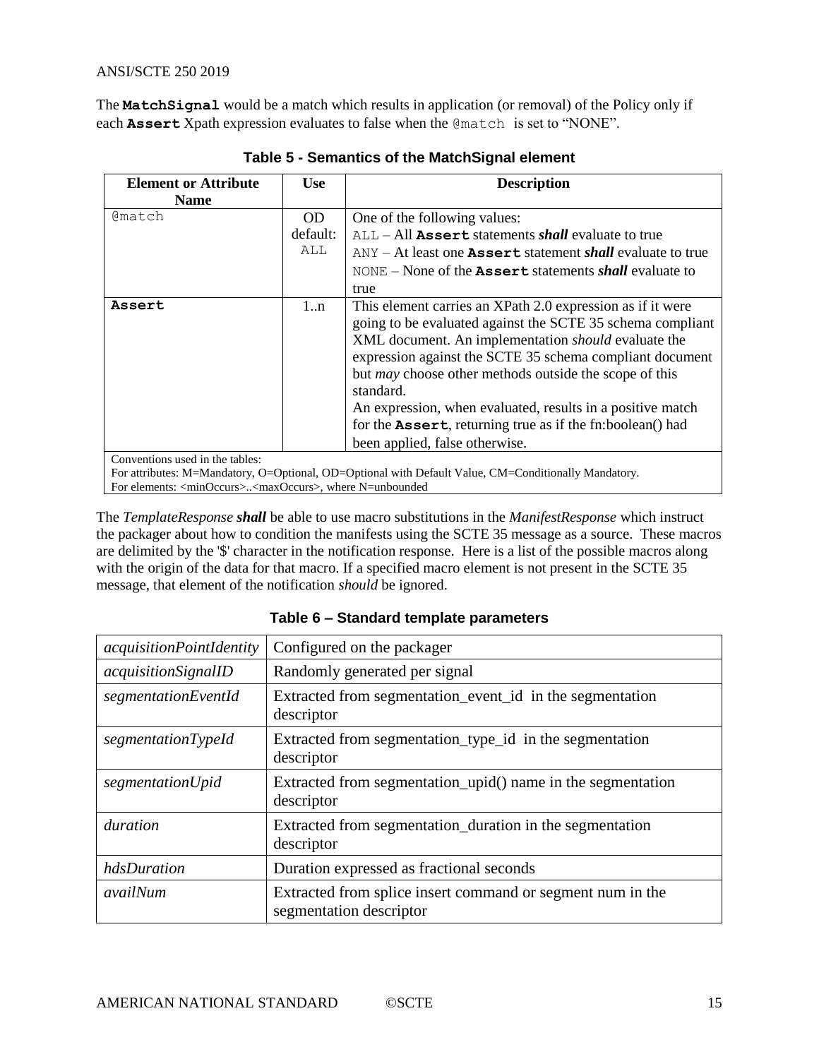The **MatchSignal** would be a match which results in application (or removal) of the Policy only if each **Assert** Xpath expression evaluates to false when the @match is set to "NONE".

**Table 5 - Semantics of the MatchSignal element**

| Element or Attribute Name | Use | Description |
|---|---|---|
| @match | OD default: ALL | One of the following values:<br>ALL – All **Assert** statements ***shall*** evaluate to true<br>ANY – At least one **Assert** statement ***shall*** evaluate to true<br>NONE – None of the **Assert** statements ***shall*** evaluate to true |
| **Assert** | 1..n | This element carries an XPath 2.0 expression as if it were going to be evaluated against the SCTE 35 schema compliant XML document. An implementation *should* evaluate the expression against the SCTE 35 schema compliant document but *may* choose other methods outside the scope of this standard.<br>An expression, when evaluated, results in a positive match for the **Assert**, returning true as if the fn:boolean() had been applied, false otherwise. |
| Conventions used in the tables:<br>For attributes: M=Mandatory, O=Optional, OD=Optional with Default Value, CM=Conditionally Mandatory.<br>For elements: <minOccurs>..<maxOccurs>, where N=unbounded | | |

The *TemplateResponse* ***shall*** be able to use macro substitutions in the *ManifestResponse* which instruct the packager about how to condition the manifests using the SCTE 35 message as a source. These macros are delimited by the '$' character in the notification response. Here is a list of the possible macros along with the origin of the data for that macro. If a specified macro element is not present in the SCTE 35 message, that element of the notification *should* be ignored.

**Table 6 – Standard template parameters**

| | |
|---|---|
| *acquisitionPointIdentity* | Configured on the packager |
| *acquisitionSignalID* | Randomly generated per signal |
| *segmentationEventId* | Extracted from segmentation_event_id in the segmentation descriptor |
| *segmentationTypeId* | Extracted from segmentation_type_id in the segmentation descriptor |
| *segmentationUpid* | Extracted from segmentation_upid() name in the segmentation descriptor |
| *duration* | Extracted from segmentation_duration in the segmentation descriptor |
| *hdsDuration* | Duration expressed as fractional seconds |
| *availNum* | Extracted from splice insert command or segment num in the segmentation descriptor |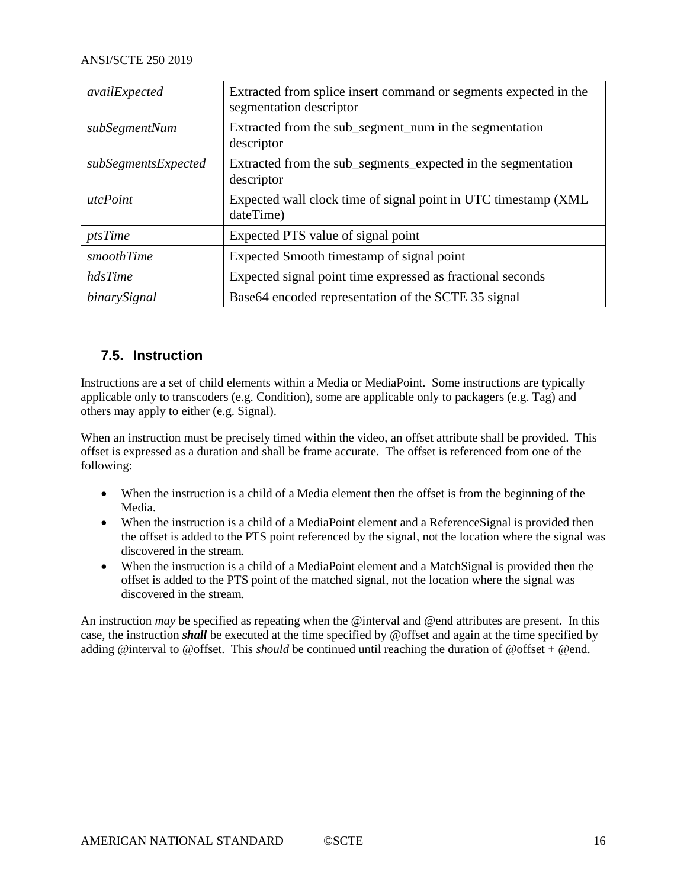| | |
|---|---|
| *availExpected* | Extracted from splice insert command or segments expected in the segmentation descriptor |
| *subSegmentNum* | Extracted from the sub_segment_num in the segmentation descriptor |
| *subSegmentsExpected* | Extracted from the sub_segments_expected in the segmentation descriptor |
| *utcPoint* | Expected wall clock time of signal point in UTC timestamp (XML dateTime) |
| *ptsTime* | Expected PTS value of signal point |
| *smoothTime* | Expected Smooth timestamp of signal point |
| *hdsTime* | Expected signal point time expressed as fractional seconds |
| *binarySignal* | Base64 encoded representation of the SCTE 35 signal |

### 7.5. Instruction

Instructions are a set of child elements within a Media or MediaPoint. Some instructions are typically applicable only to transcoders (e.g. Condition), some are applicable only to packagers (e.g. Tag) and others may apply to either (e.g. Signal).

When an instruction must be precisely timed within the video, an offset attribute shall be provided. This offset is expressed as a duration and shall be frame accurate. The offset is referenced from one of the following:

- When the instruction is a child of a Media element then the offset is from the beginning of the Media.
- When the instruction is a child of a MediaPoint element and a ReferenceSignal is provided then the offset is added to the PTS point referenced by the signal, not the location where the signal was discovered in the stream.
- When the instruction is a child of a MediaPoint element and a MatchSignal is provided then the offset is added to the PTS point of the matched signal, not the location where the signal was discovered in the stream.

An instruction *may* be specified as repeating when the @interval and @end attributes are present. In this case, the instruction ***shall*** be executed at the time specified by @offset and again at the time specified by adding @interval to @offset. This *should* be continued until reaching the duration of @offset + @end.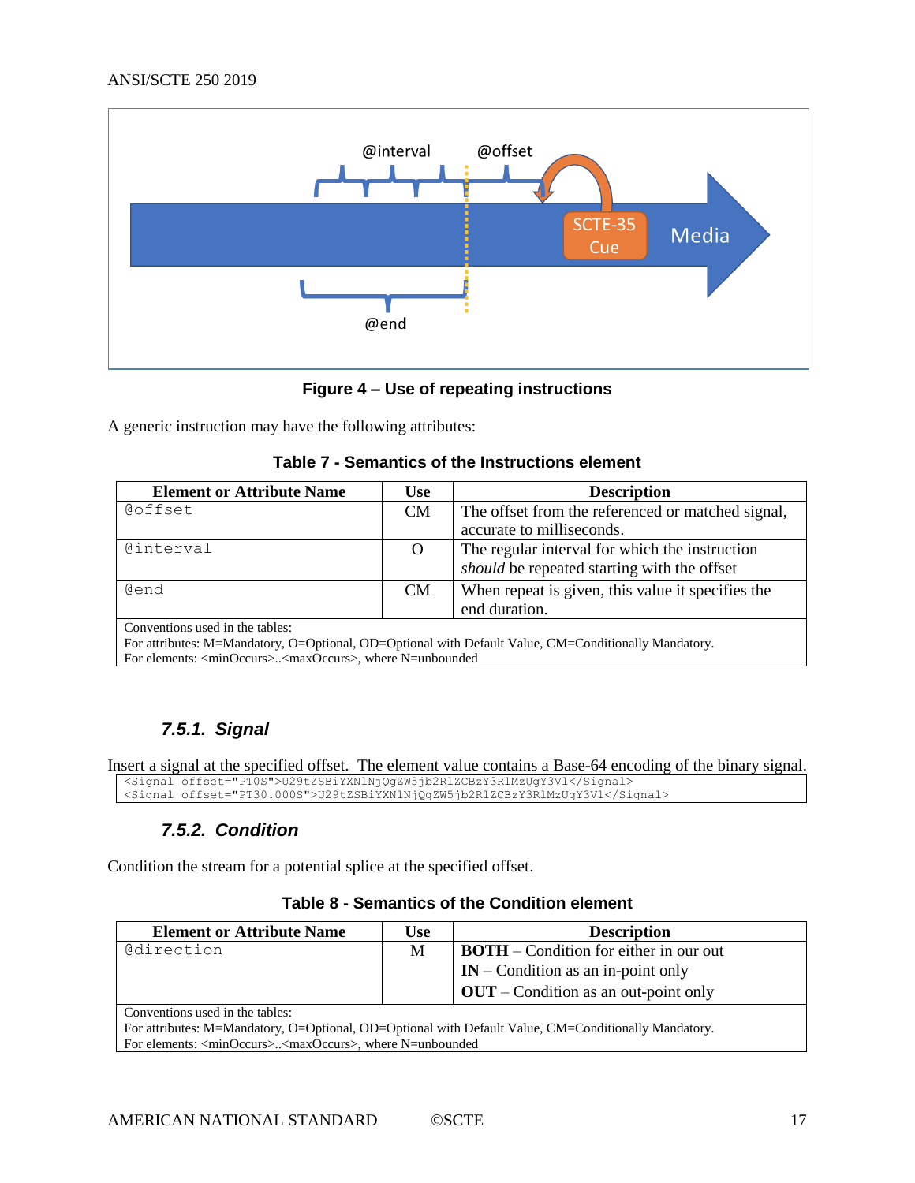**Figure 4 – Use of repeating instructions**

A generic instruction may have the following attributes:

**Table 7 - Semantics of the Instructions element**

| Element or Attribute Name | Use | Description |
|---|---|---|
| @offset | CM | The offset from the referenced or matched signal, accurate to milliseconds. |
| @interval | O | The regular interval for which the instruction *should* be repeated starting with the offset |
| @end | CM | When repeat is given, this value it specifies the end duration. |
| Conventions used in the tables:<br>For attributes: M=Mandatory, O=Optional, OD=Optional with Default Value, CM=Conditionally Mandatory.<br>For elements: <minOccurs>..<maxOccurs>, where N=unbounded | | |

### *7.5.1. Signal*

Insert a signal at the specified offset. The element value contains a Base-64 encoding of the binary signal.

```
<Signal offset="PT0S">U29tZSBiYXN1NjQgZW5jb2RlZCBzY3RlMzUgY3Vl</Signal>
<Signal offset="PT30.000S">U29tZSBiYXN1NjQgZW5jb2RlZCBzY3RlMzUgY3Vl</Signal>
```

### *7.5.2. Condition*

Condition the stream for a potential splice at the specified offset.

**Table 8 - Semantics of the Condition element**

| Element or Attribute Name | Use | Description |
|---|---|---|
| @direction | M | **BOTH** – Condition for either in our out<br>**IN** – Condition as an in-point only<br>**OUT** – Condition as an out-point only |
| Conventions used in the tables:<br>For attributes: M=Mandatory, O=Optional, OD=Optional with Default Value, CM=Conditionally Mandatory.<br>For elements: <minOccurs>..<maxOccurs>, where N=unbounded | | |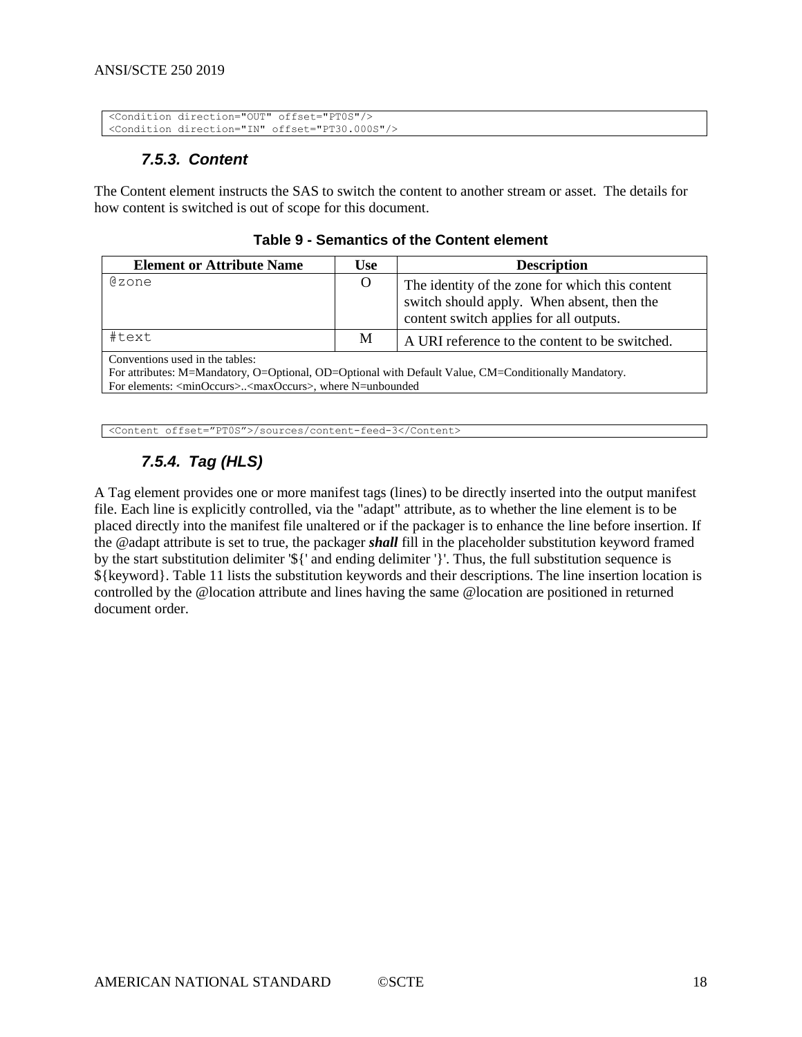```
<Condition direction="OUT" offset="PT0S"/>
<Condition direction="IN" offset="PT30.000S"/>
```

#### 7.5.3. Content

The Content element instructs the SAS to switch the content to another stream or asset. The details for how content is switched is out of scope for this document.

**Table 9 - Semantics of the Content element**

| Element or Attribute Name | Use | Description |
|---|---|---|
| @zone | O | The identity of the zone for which this content switch should apply. When absent, then the content switch applies for all outputs. |
| #text | M | A URI reference to the content to be switched. |
| Conventions used in the tables:<br>For attributes: M=Mandatory, O=Optional, OD=Optional with Default Value, CM=Conditionally Mandatory.<br>For elements: <minOccurs>..<maxOccurs>, where N=unbounded | | |

```
<Content offset="PT0S">/sources/content-feed-3</Content>
```

#### 7.5.4. Tag (HLS)

A Tag element provides one or more manifest tags (lines) to be directly inserted into the output manifest file. Each line is explicitly controlled, via the "adapt" attribute, as to whether the line element is to be placed directly into the manifest file unaltered or if the packager is to enhance the line before insertion. If the @adapt attribute is set to true, the packager ***shall*** fill in the placeholder substitution keyword framed by the start substitution delimiter '${' and ending delimiter '}'. Thus, the full substitution sequence is ${keyword}. Table 11 lists the substitution keywords and their descriptions. The line insertion location is controlled by the @location attribute and lines having the same @location are positioned in returned document order.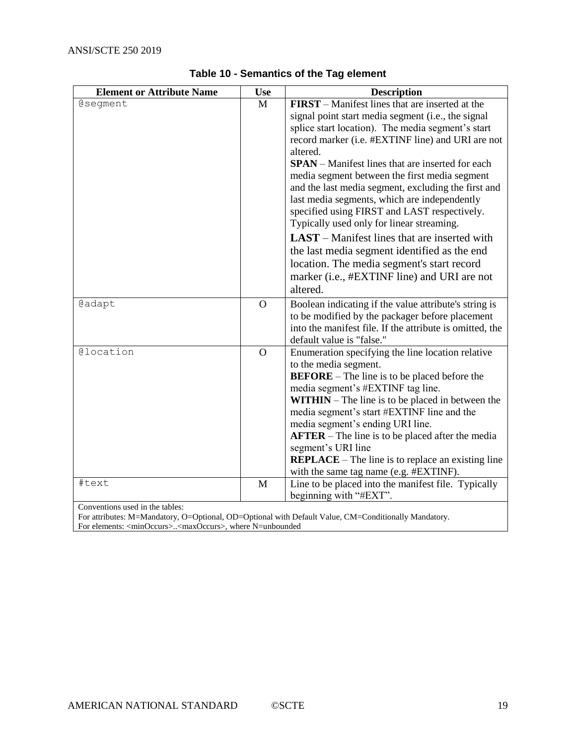**Table 10 - Semantics of the Tag element**

| Element or Attribute Name | Use | Description |
| --- | --- | --- |
| @segment | M | **FIRST** – Manifest lines that are inserted at the signal point start media segment (i.e., the signal splice start location). The media segment's start record marker (i.e. #EXTINF line) and URI are not altered.<br>**SPAN** – Manifest lines that are inserted for each media segment between the first media segment and the last media segment, excluding the first and last media segments, which are independently specified using FIRST and LAST respectively. Typically used only for linear streaming.<br>**LAST** – Manifest lines that are inserted with the last media segment identified as the end location. The media segment's start record marker (i.e., #EXTINF line) and URI are not altered. |
| @adapt | O | Boolean indicating if the value attribute's string is to be modified by the packager before placement into the manifest file. If the attribute is omitted, the default value is "false." |
| @location | O | Enumeration specifying the line location relative to the media segment.<br>**BEFORE** – The line is to be placed before the media segment's #EXTINF tag line.<br>**WITHIN** – The line is to be placed in between the media segment's start #EXTINF line and the media segment's ending URI line.<br>**AFTER** – The line is to be placed after the media segment's URI line<br>**REPLACE** – The line is to replace an existing line with the same tag name (e.g. #EXTINF). |
| #text | M | Line to be placed into the manifest file. Typically beginning with "#EXT". |

Conventions used in the tables:
For attributes: M=Mandatory, O=Optional, OD=Optional with Default Value, CM=Conditionally Mandatory.
For elements: <minOccurs>..<maxOccurs>, where N=unbounded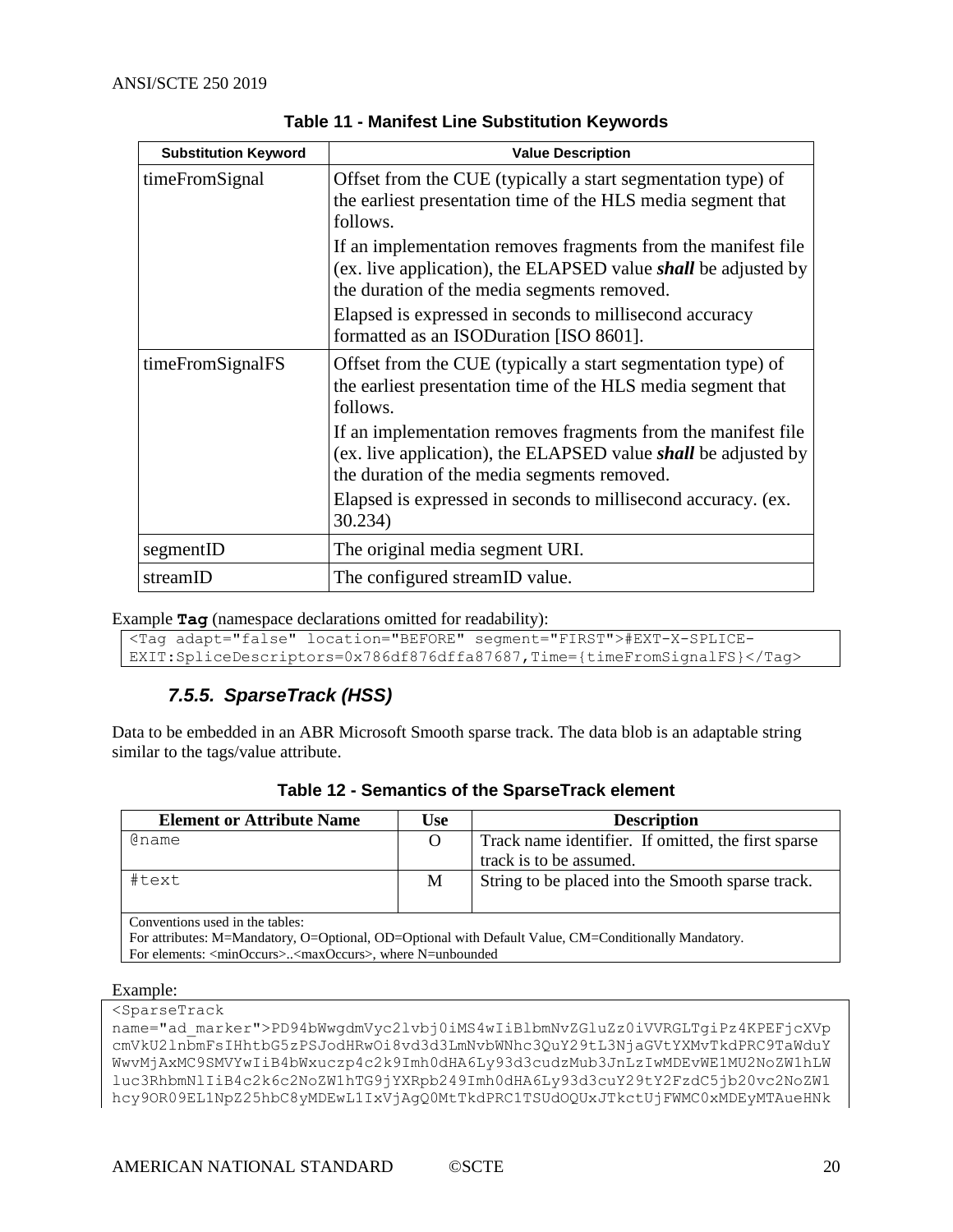**Table 11 - Manifest Line Substitution Keywords**

| Substitution Keyword | Value Description |
|---|---|
| timeFromSignal | Offset from the CUE (typically a start segmentation type) of the earliest presentation time of the HLS media segment that follows.<br>If an implementation removes fragments from the manifest file (ex. live application), the ELAPSED value ***shall*** be adjusted by the duration of the media segments removed.<br>Elapsed is expressed in seconds to millisecond accuracy formatted as an ISODuration [ISO 8601]. |
| timeFromSignalFS | Offset from the CUE (typically a start segmentation type) of the earliest presentation time of the HLS media segment that follows.<br>If an implementation removes fragments from the manifest file (ex. live application), the ELAPSED value ***shall*** be adjusted by the duration of the media segments removed.<br>Elapsed is expressed in seconds to millisecond accuracy. (ex. 30.234) |
| segmentID | The original media segment URI. |
| streamID | The configured streamID value. |

Example **`Tag`** (namespace declarations omitted for readability):

```
<Tag adapt="false" location="BEFORE" segment="FIRST">#EXT-X-SPLICE-EXIT:SpliceDescriptors=0x786df876dffa87687,Time={timeFromSignalFS}</Tag>
```

### 7.5.5. SparseTrack (HSS)

Data to be embedded in an ABR Microsoft Smooth sparse track. The data blob is an adaptable string similar to the tags/value attribute.

**Table 12 - Semantics of the SparseTrack element**

| Element or Attribute Name | Use | Description |
|---|---|---|
| @name | O | Track name identifier. If omitted, the first sparse track is to be assumed. |
| #text | M | String to be placed into the Smooth sparse track. |
| Conventions used in the tables:<br>For attributes: M=Mandatory, O=Optional, OD=Optional with Default Value, CM=Conditionally Mandatory.<br>For elements: <minOccurs>..<maxOccurs>, where N=unbounded | | |

Example:

```
<SparseTrack
name="ad_marker">PD94bWwgdmVyc2lvbj0iMS4wIiBlbmNvZGluZz0iVVRGLTgiPz4KPEFjcXVp
cmVkU2lnbmFsIHhtbG5zPSJodHRwOi8vd3d3LmNvbWNhc3QuY29tL3NjaGVtYXMvTkdPRC9TaWduY
WwvMjAxMC9SMVYwIiB4bWxuczp4c2k9Imh0dHA6Ly93d3cudzMub3JnLzIwMDEvWE1MU2NoZW1hLW
luc3RhbmNlIiB4c2k6c2NoZW1hTG9jYXRpb249Imh0dHA6Ly93d3cuY29tY2FzdC5jb20vc2NoZW1
hcy9OR09EL1NpZ25hbC8yMDEwL1IxVjAgQ0MtTkdPRC1TSUdOQUxJTkctUjFWMC0xMDEyMTAueHNk
```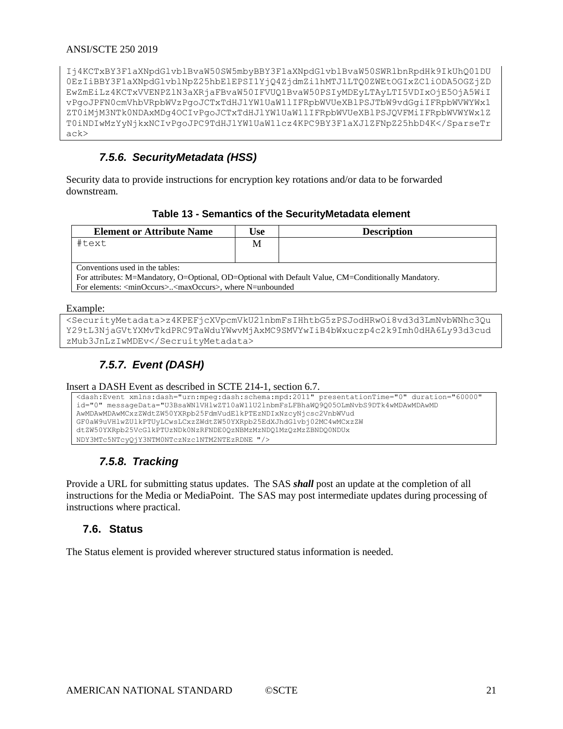```
Ij4KCTxBY3F1aXNpdGlvblBvaW50SW5mbyBBY3F1aXNpdGlvblBvaW50SWRlbnRpdHk9IkUhQ01DU
0EzIiBBY3F1aXNpdGlvblNpZ25hbElEPSI1YjQ4ZjdmZi1hMTJlLTQ0ZWEtOGIxZC1iODA5OGZjZD
EwZmEiLz4KCTxVVENPZlN3aXRjaFBvaW50IFVUQ1BvaW50PSIyMDEyLTAyLTI5VDIxOjE5OjA5WiI
vPgoJPFN0cmVhbVRpbWVzPgoJCTxTdHJlYW1UaW1lIFRpbWVUeXBlPSJTbW9vdGgiIFRpbWVWYWx1
ZT0iMjM3NTk0NDAxMDg4OCIvPgoJCTxTdHJlYW1UaW1lIFRpbWVUeXBlPSJQVFMiIFRpbWVWYWx1Z
T0iNDIwMzYyNjkxNCIvPgoJPC9TdHJlYW1UaW1lcz4KPC9BY3F1aXJlZFNpZ25hbD4K</SparseTr
ack>
```

#### 7.5.6. SecurityMetadata (HSS)

Security data to provide instructions for encryption key rotations and/or data to be forwarded downstream.

**Table 13 - Semantics of the SecurityMetadata element**

| Element or Attribute Name | Use | Description |
|---|---|---|
| #text | M | |
| Conventions used in the tables:<br>For attributes: M=Mandatory, O=Optional, OD=Optional with Default Value, CM=Conditionally Mandatory.<br>For elements: <minOccurs>..<maxOccurs>, where N=unbounded | | |

Example:

```
<SecurityMetadata>z4KPEFjcXVpcmVkU2lnbmFsIHhtbG5zPSJodHRwOi8vd3d3LmNvbWNhc3Qu
Y29tL3NjaGVtYXMvTkdPRC9TaWduYWwvMjAxMC9SMVYwIiB4bWxuczp4c2k9Imh0dHA6Ly93d3cud
zMub3JnLzIwMDEv</SecurityMetadata>
```

#### 7.5.7. Event (DASH)

Insert a DASH Event as described in SCTE 214-1, section 6.7.

```
<dash:Event xmlns:dash="urn:mpeg:dash:schema:mpd:2011" presentationTime="0" duration="60000"
id="0" messageData="U3BsaWNlVHlwZT10aW1lU2lnbmFsLFBhaWQ9Q05OLmNvbS9DTk4wMDAwMDAwMD
AwMDAwMDAwMCxzZWdtZW50YXRpb25FdmVudElkPTEzNDIxNzcyNjcsc2VnbWVud
GF0aW9uVHlwZUlkPTUyLCwsLCxzZWdtZW50YXRpb25EdXJhdGlvbj02MC4wMCxzZW
dtZW50YXRpb25VcGlkPTUzNDk0NzRFNDE0QzNBMzMzNDQ1MzQzMzZBNDQ0NDUx
NDY3MTc5NTcyQjY3NTM0NTczNzc1NTM2NTEzRDNE "/>
```

#### 7.5.8. Tracking

Provide a URL for submitting status updates. The SAS ***shall*** post an update at the completion of all instructions for the Media or MediaPoint. The SAS may post intermediate updates during processing of instructions where practical.

### 7.6. Status

The Status element is provided wherever structured status information is needed.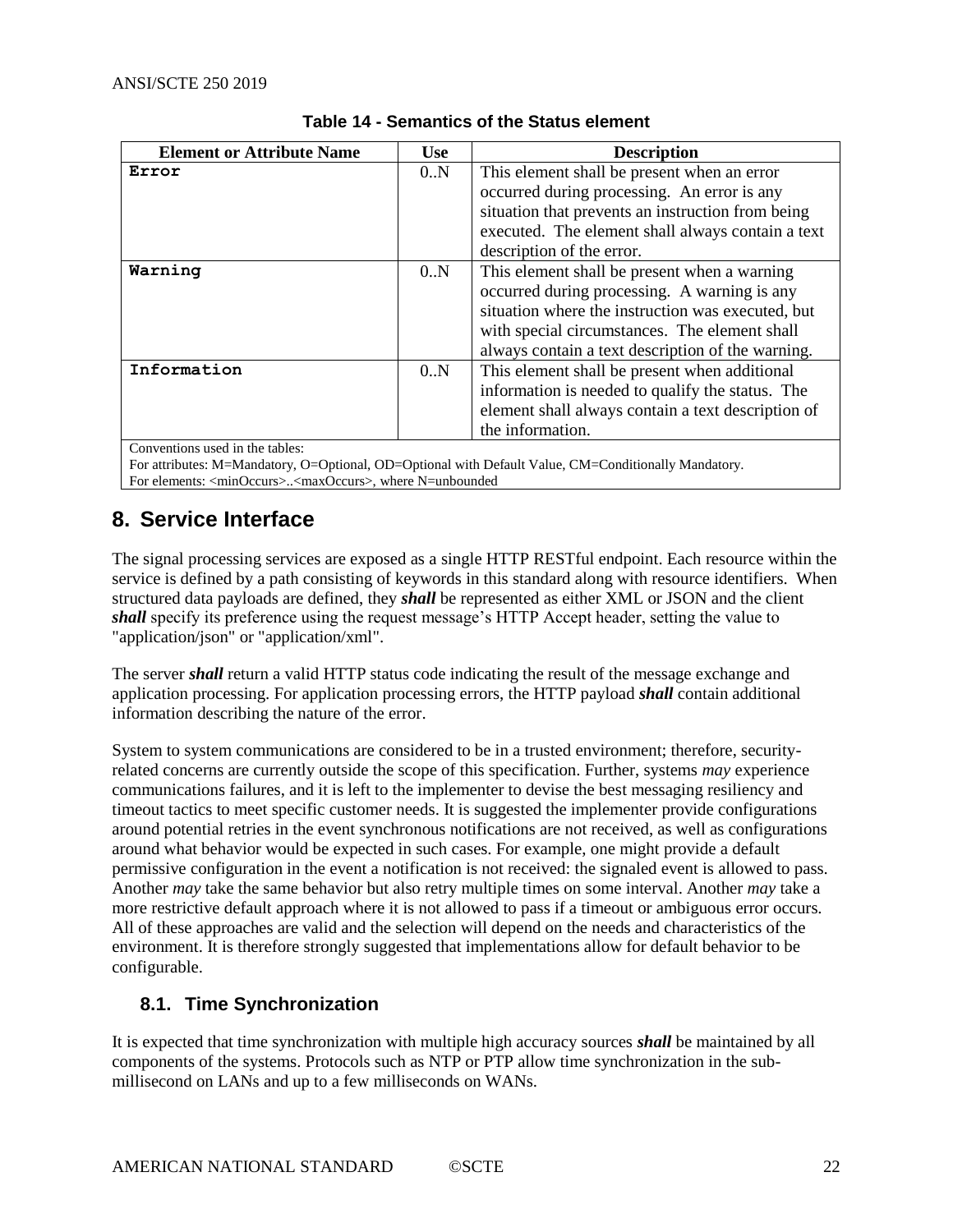**Table 14 - Semantics of the Status element**

| Element or Attribute Name | Use | Description |
|---|---|---|
| `Error` | 0..N | This element shall be present when an error occurred during processing. An error is any situation that prevents an instruction from being executed. The element shall always contain a text description of the error. |
| `Warning` | 0..N | This element shall be present when a warning occurred during processing. A warning is any situation where the instruction was executed, but with special circumstances. The element shall always contain a text description of the warning. |
| `Information` | 0..N | This element shall be present when additional information is needed to qualify the status. The element shall always contain a text description of the information. |
| Conventions used in the tables:<br>For attributes: M=Mandatory, O=Optional, OD=Optional with Default Value, CM=Conditionally Mandatory.<br>For elements: <minOccurs>..<maxOccurs>, where N=unbounded | | |

# 8. Service Interface

The signal processing services are exposed as a single HTTP RESTful endpoint. Each resource within the service is defined by a path consisting of keywords in this standard along with resource identifiers. When structured data payloads are defined, they ***shall*** be represented as either XML or JSON and the client ***shall*** specify its preference using the request message's HTTP Accept header, setting the value to "application/json" or "application/xml".

The server ***shall*** return a valid HTTP status code indicating the result of the message exchange and application processing. For application processing errors, the HTTP payload ***shall*** contain additional information describing the nature of the error.

System to system communications are considered to be in a trusted environment; therefore, security-related concerns are currently outside the scope of this specification. Further, systems *may* experience communications failures, and it is left to the implementer to devise the best messaging resiliency and timeout tactics to meet specific customer needs. It is suggested the implementer provide configurations around potential retries in the event synchronous notifications are not received, as well as configurations around what behavior would be expected in such cases. For example, one might provide a default permissive configuration in the event a notification is not received: the signaled event is allowed to pass. Another *may* take the same behavior but also retry multiple times on some interval. Another *may* take a more restrictive default approach where it is not allowed to pass if a timeout or ambiguous error occurs. All of these approaches are valid and the selection will depend on the needs and characteristics of the environment. It is therefore strongly suggested that implementations allow for default behavior to be configurable.

## 8.1. Time Synchronization

It is expected that time synchronization with multiple high accuracy sources ***shall*** be maintained by all components of the systems. Protocols such as NTP or PTP allow time synchronization in the sub-millisecond on LANs and up to a few milliseconds on WANs.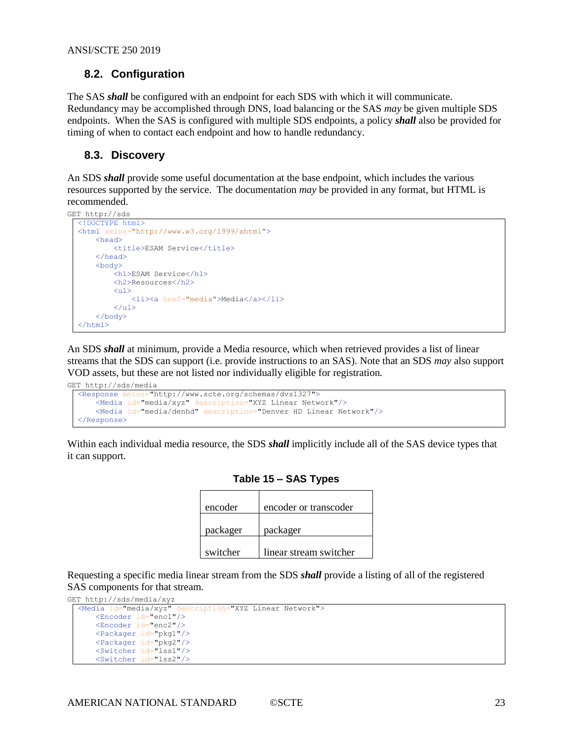## 8.2. Configuration

The SAS ***shall*** be configured with an endpoint for each SDS with which it will communicate. Redundancy may be accomplished through DNS, load balancing or the SAS *may* be given multiple SDS endpoints. When the SAS is configured with multiple SDS endpoints, a policy ***shall*** also be provided for timing of when to contact each endpoint and how to handle redundancy.

## 8.3. Discovery

An SDS ***shall*** provide some useful documentation at the base endpoint, which includes the various resources supported by the service. The documentation *may* be provided in any format, but HTML is recommended.

GET http://sds

```
<!DOCTYPE html>
<html xmlns="http://www.w3.org/1999/xhtml">
    <head>
        <title>ESAM Service</title>
    </head>
    <body>
        <h1>ESAM Service</h1>
        <h2>Resources</h2>
        <ul>
            <li><a href="media">Media</a></li>
        </ul>
    </body>
</html>
```

An SDS ***shall*** at minimum, provide a Media resource, which when retrieved provides a list of linear streams that the SDS can support (i.e. provide instructions to an SAS). Note that an SDS *may* also support VOD assets, but these are not listed nor individually eligible for registration.

GET http://sds/media

```
<Response xmlns="http://www.scte.org/schemas/dvs1327">
    <Media id="media/xyz" description="XYZ Linear Network"/>
    <Media id="media/denhd" description="Denver HD Linear Network"/>
</Response>
```

Within each individual media resource, the SDS ***shall*** implicitly include all of the SAS device types that it can support.

**Table 15 – SAS Types**

| | |
|---|---|
| encoder | encoder or transcoder |
| packager | packager |
| switcher | linear stream switcher |

Requesting a specific media linear stream from the SDS ***shall*** provide a listing of all of the registered SAS components for that stream.

GET http://sds/media/xyz

```
<Media id="media/xyz" description="XYZ Linear Network">
    <Encoder id="enc1"/>
    <Encoder id="enc2"/>
    <Packager id="pkg1"/>
    <Packager id="pkg2"/>
    <Switcher id="lss1"/>
    <Switcher id="lss2"/>
```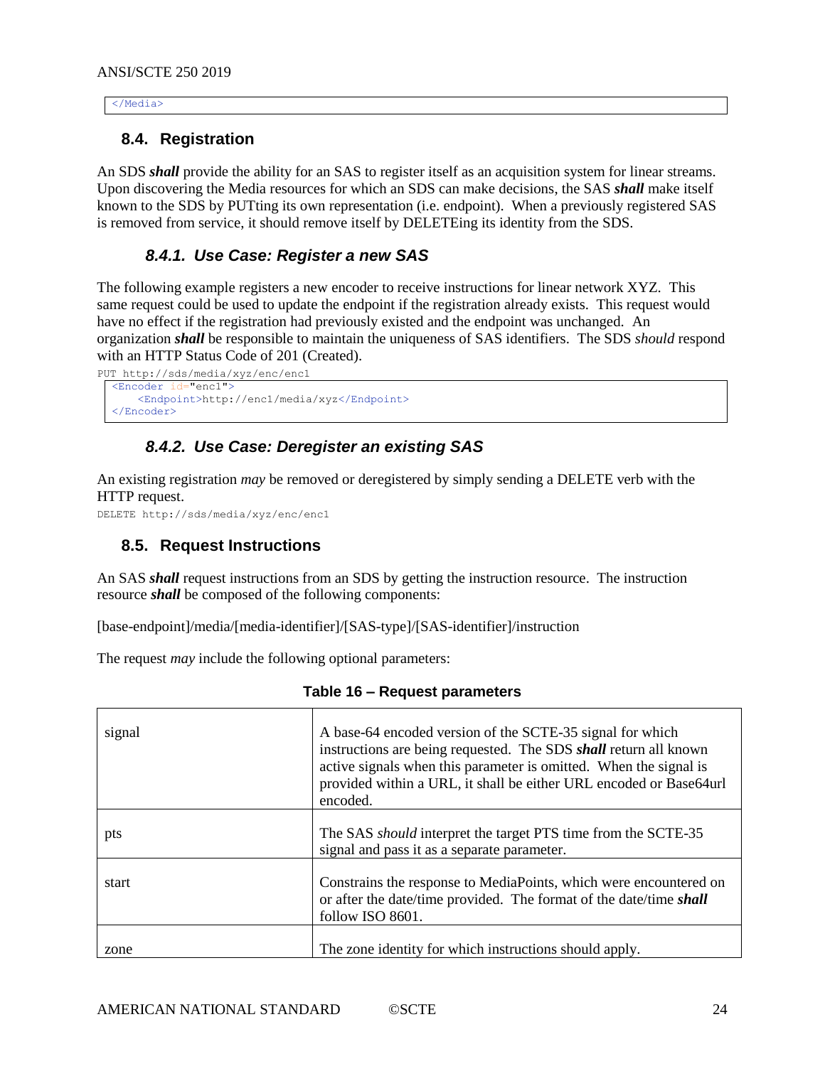```
</Media>
```

## 8.4. Registration

An SDS ***shall*** provide the ability for an SAS to register itself as an acquisition system for linear streams. Upon discovering the Media resources for which an SDS can make decisions, the SAS ***shall*** make itself known to the SDS by PUTting its own representation (i.e. endpoint). When a previously registered SAS is removed from service, it should remove itself by DELETEing its identity from the SDS.

### 8.4.1. Use Case: Register a new SAS

The following example registers a new encoder to receive instructions for linear network XYZ. This same request could be used to update the endpoint if the registration already exists. This request would have no effect if the registration had previously existed and the endpoint was unchanged. An organization ***shall*** be responsible to maintain the uniqueness of SAS identifiers. The SDS *should* respond with an HTTP Status Code of 201 (Created).

```
PUT http://sds/media/xyz/enc/enc1
```

```
<Encoder id="enc1">
    <Endpoint>http://enc1/media/xyz</Endpoint>
</Encoder>
```

### 8.4.2. Use Case: Deregister an existing SAS

An existing registration *may* be removed or deregistered by simply sending a DELETE verb with the HTTP request.

```
DELETE http://sds/media/xyz/enc/enc1
```

## 8.5. Request Instructions

An SAS ***shall*** request instructions from an SDS by getting the instruction resource. The instruction resource ***shall*** be composed of the following components:

[base-endpoint]/media/[media-identifier]/[SAS-type]/[SAS-identifier]/instruction

The request *may* include the following optional parameters:

**Table 16 – Request parameters**

| | |
|---|---|
| signal | A base-64 encoded version of the SCTE-35 signal for which instructions are being requested. The SDS ***shall*** return all known active signals when this parameter is omitted. When the signal is provided within a URL, it shall be either URL encoded or Base64url encoded. |
| pts | The SAS *should* interpret the target PTS time from the SCTE-35 signal and pass it as a separate parameter. |
| start | Constrains the response to MediaPoints, which were encountered on or after the date/time provided. The format of the date/time ***shall*** follow ISO 8601. |
| zone | The zone identity for which instructions should apply. |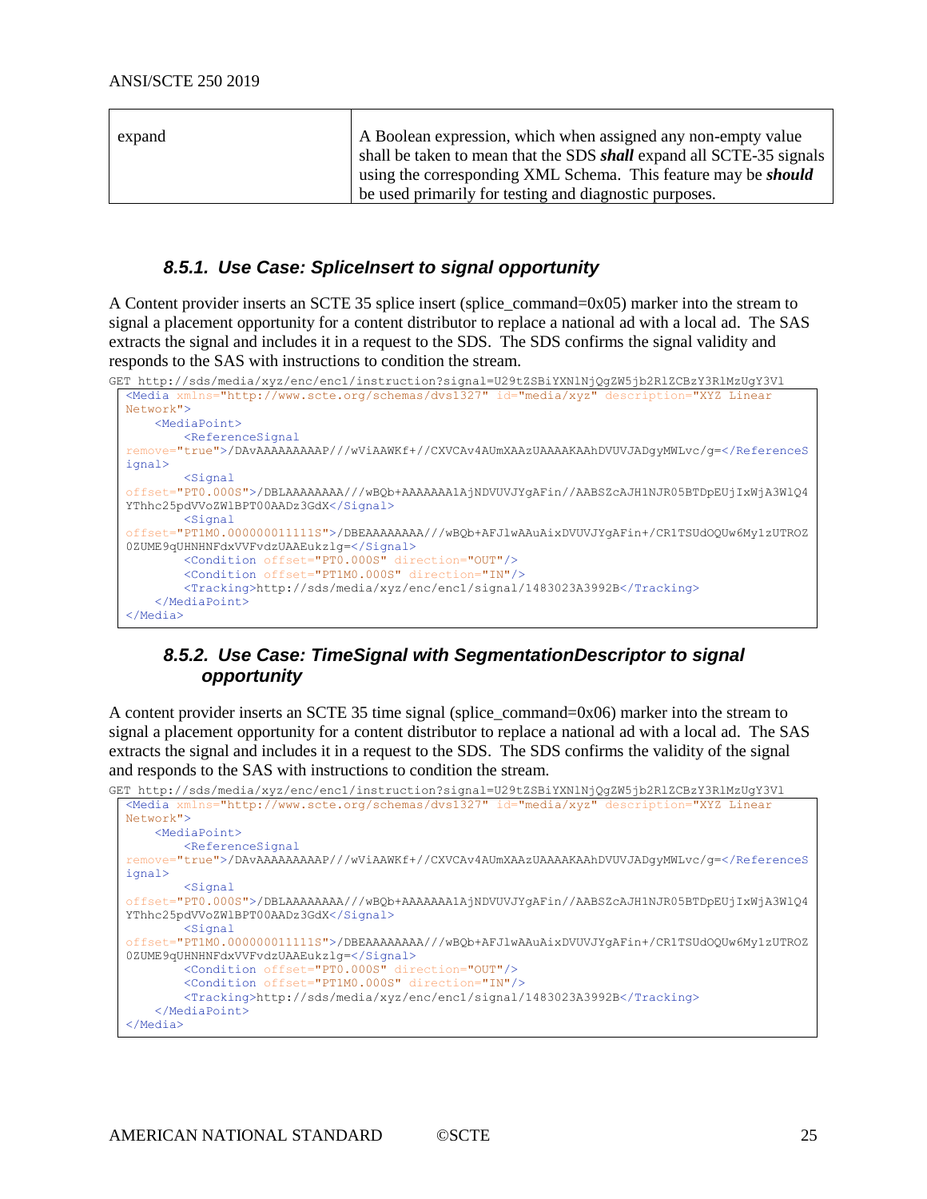| | |
|---|---|
| expand | A Boolean expression, which when assigned any non-empty value shall be taken to mean that the SDS ***shall*** expand all SCTE-35 signals using the corresponding XML Schema. This feature may be ***should*** be used primarily for testing and diagnostic purposes. |

### 8.5.1. Use Case: SpliceInsert to signal opportunity

A Content provider inserts an SCTE 35 splice insert (splice_command=0x05) marker into the stream to signal a placement opportunity for a content distributor to replace a national ad with a local ad. The SAS extracts the signal and includes it in a request to the SDS. The SDS confirms the signal validity and responds to the SAS with instructions to condition the stream.

```
GET http://sds/media/xyz/enc/enc1/instruction?signal=U29tZSBiYXNlNjQgZW5jb2RlZCBzY3RlMzUgY3Vl
```

```
<Media xmlns="http://www.scte.org/schemas/dvs1327" id="media/xyz" description="XYZ Linear Network">
    <MediaPoint>
        <ReferenceSignal
remove="true">/DAvAAAAAAAAAP///wViAAWKf+//CXVCAv4AUmXAAzUAAAAKAAhDVUVJADgyMWLvc/g=</ReferenceSignal>
        <Signal
offset="PT0.000S">/DBLAAAAAAAA///wBQb+AAAAAAA1AjNDVUVJYgAFin//AABSZcAJH1NJR05BTDpEUjIxWjA3W1Q4YThhc25pdVVoZW1BPT00AADz3GdX</Signal>
        <Signal
offset="PT1M0.000000011111S">/DBEAAAAAAAA///wBQb+AFJ1wAAuAixDVUVJYgAFin+/CR1TSUdOQUw6My1zUTROZ0ZUME9qUHNHNFdxVVFvdzUAAEukz1g=</Signal>
        <Condition offset="PT0.000S" direction="OUT"/>
        <Condition offset="PT1M0.000S" direction="IN"/>
        <Tracking>http://sds/media/xyz/enc/enc1/signal/1483023A3992B</Tracking>
    </MediaPoint>
</Media>
```

### 8.5.2. Use Case: TimeSignal with SegmentationDescriptor to signal opportunity

A content provider inserts an SCTE 35 time signal (splice_command=0x06) marker into the stream to signal a placement opportunity for a content distributor to replace a national ad with a local ad. The SAS extracts the signal and includes it in a request to the SDS. The SDS confirms the validity of the signal and responds to the SAS with instructions to condition the stream.

```
GET http://sds/media/xyz/enc/enc1/instruction?signal=U29tZSBiYXNlNjQgZW5jb2RlZCBzY3RlMzUgY3Vl
```

```
<Media xmlns="http://www.scte.org/schemas/dvs1327" id="media/xyz" description="XYZ Linear Network">
    <MediaPoint>
        <ReferenceSignal
remove="true">/DAvAAAAAAAAAP///wViAAWKf+//CXVCAv4AUmXAAzUAAAAKAAhDVUVJADgyMWLvc/g=</ReferenceSignal>
        <Signal
offset="PT0.000S">/DBLAAAAAAAA///wBQb+AAAAAAA1AjNDVUVJYgAFin//AABSZcAJH1NJR05BTDpEUjIxWjA3W1Q4YThhc25pdVVoZW1BPT00AADz3GdX</Signal>
        <Signal
offset="PT1M0.000000011111S">/DBEAAAAAAAA///wBQb+AFJ1wAAuAixDVUVJYgAFin+/CR1TSUdOQUw6My1zUTROZ0ZUME9qUHNHNFdxVVFvdzUAAEukz1g=</Signal>
        <Condition offset="PT0.000S" direction="OUT"/>
        <Condition offset="PT1M0.000S" direction="IN"/>
        <Tracking>http://sds/media/xyz/enc/enc1/signal/1483023A3992B</Tracking>
    </MediaPoint>
</Media>
```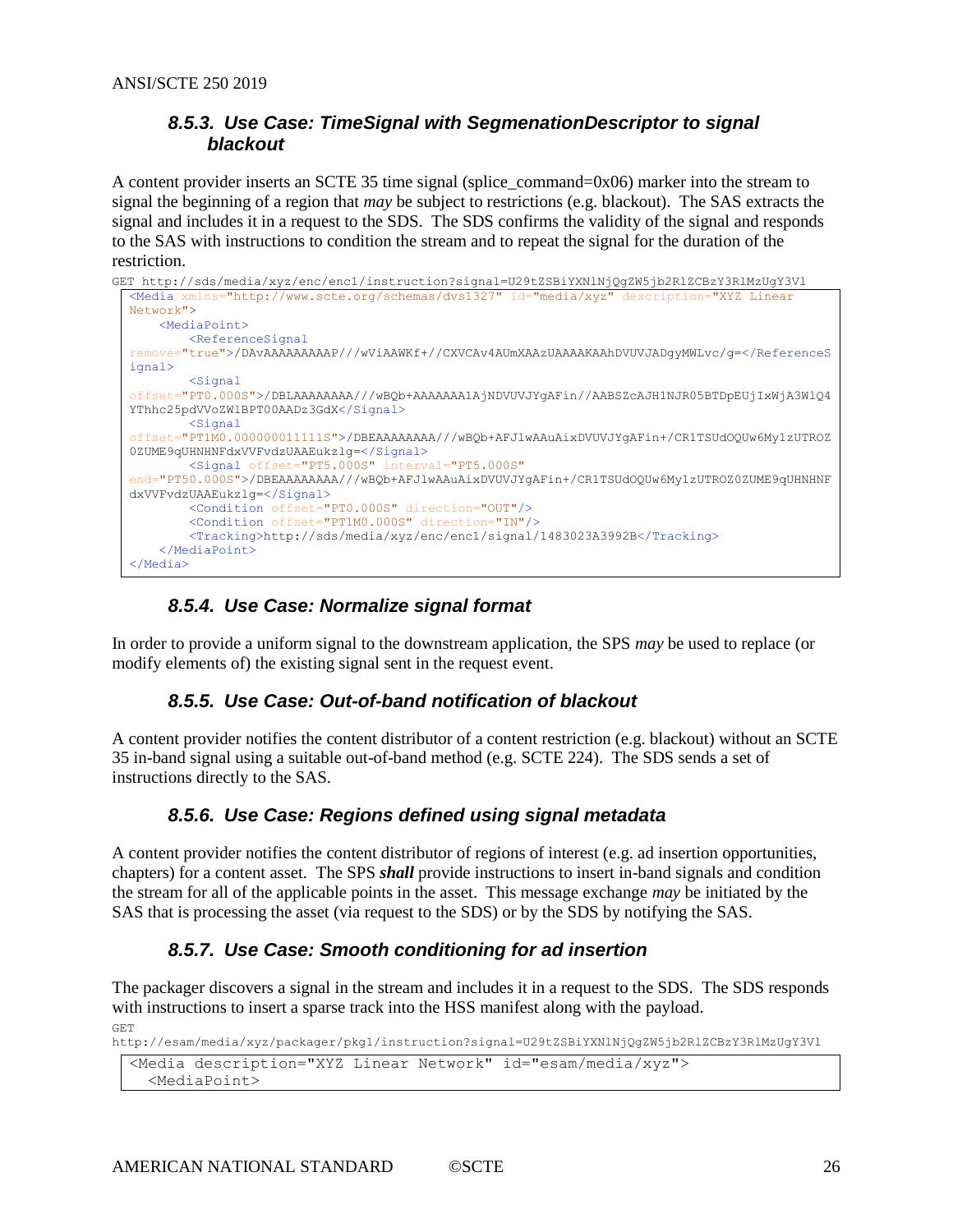### 8.5.3. Use Case: TimeSignal with SegmenationDescriptor to signal blackout

A content provider inserts an SCTE 35 time signal (splice_command=0x06) marker into the stream to signal the beginning of a region that *may* be subject to restrictions (e.g. blackout). The SAS extracts the signal and includes it in a request to the SDS. The SDS confirms the validity of the signal and responds to the SAS with instructions to condition the stream and to repeat the signal for the duration of the restriction.

```
GET http://sds/media/xyz/enc/enc1/instruction?signal=U29tZSBiYXNlNjQgZW5jb2RlZCBzY3RlMzUgY3Vl
```

```
<Media xmlns="http://www.scte.org/schemas/dvs1327" id="media/xyz" description="XYZ Linear Network">
    <MediaPoint>
        <ReferenceSignal remove="true">/DAvAAAAAAAAAP///wViAAWKf+//CXVCAv4AUmXAAzUAAAAKAAhDVUVJADgyMWLvc/g=</ReferenceSignal>
        <Signal offset="PT0.000S">/DBLAAAAAAAA///wBQb+AAAAAAA1AjNDVUVJYgAFin//AABSZcAJH1NJR05BTDpEUjIxWjA3WlQ4YThhc25pdVVoZW1BPT00AADz3GdX</Signal>
        <Signal offset="PT1M0.000000011111S">/DBEAAAAAAAA///wBQb+AFJlwAAuAixDVUVJYgAFin+/CR1TSUdOQUw6My1zUTROZ0ZUME9qUHNHNFdxVVFvdzUAAEukzlg=</Signal>
        <Signal offset="PT5.000S" interval="PT5.000S" end="PT50.000S">/DBEAAAAAAAA///wBQb+AFJlwAAuAixDVUVJYgAFin+/CR1TSUdOQUw6My1zUTROZ0ZUME9qUHNHNFdxVVFvdzUAAEukzlg=</Signal>
        <Condition offset="PT0.000S" direction="OUT"/>
        <Condition offset="PT1M0.000S" direction="IN"/>
        <Tracking>http://sds/media/xyz/enc/enc1/signal/1483023A3992B</Tracking>
    </MediaPoint>
</Media>
```

### 8.5.4. Use Case: Normalize signal format

In order to provide a uniform signal to the downstream application, the SPS *may* be used to replace (or modify elements of) the existing signal sent in the request event.

### 8.5.5. Use Case: Out-of-band notification of blackout

A content provider notifies the content distributor of a content restriction (e.g. blackout) without an SCTE 35 in-band signal using a suitable out-of-band method (e.g. SCTE 224). The SDS sends a set of instructions directly to the SAS.

### 8.5.6. Use Case: Regions defined using signal metadata

A content provider notifies the content distributor of regions of interest (e.g. ad insertion opportunities, chapters) for a content asset. The SPS ***shall*** provide instructions to insert in-band signals and condition the stream for all of the applicable points in the asset. This message exchange *may* be initiated by the SAS that is processing the asset (via request to the SDS) or by the SDS by notifying the SAS.

### 8.5.7. Use Case: Smooth conditioning for ad insertion

The packager discovers a signal in the stream and includes it in a request to the SDS. The SDS responds with instructions to insert a sparse track into the HSS manifest along with the payload.

```
GET
http://esam/media/xyz/packager/pkg1/instruction?signal=U29tZSBiYXNlNjQgZW5jb2RlZCBzY3RlMzUgY3Vl
```

```
<Media description="XYZ Linear Network" id="esam/media/xyz">
  <MediaPoint>
```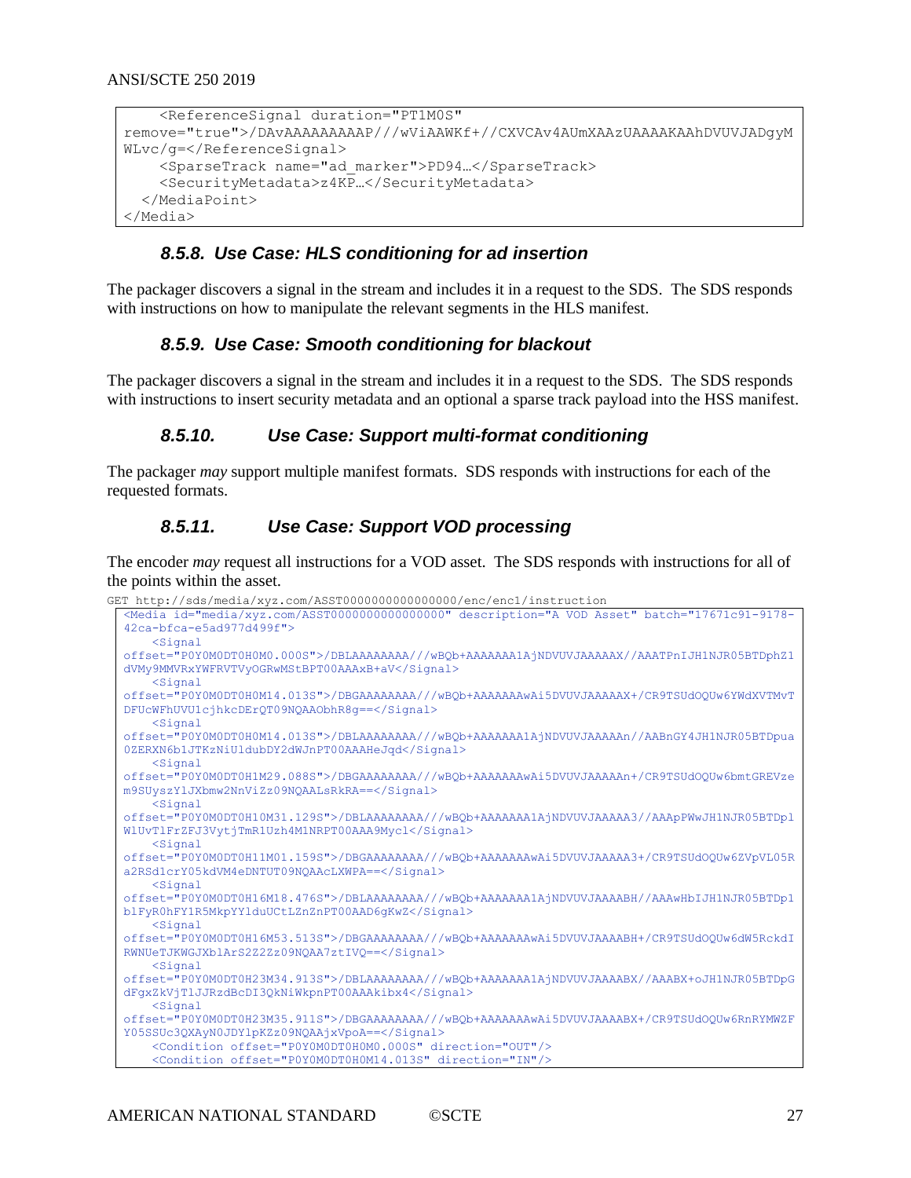```
    <ReferenceSignal duration="PT1M0S"
remove="true">/DAvAAAAAAAAAP///wViAAWKf+//CXVCAv4AUmXAAzUAAAAKAAhDVUVJADgyM
WLvc/g=</ReferenceSignal>
    <SparseTrack name="ad_marker">PD94…</SparseTrack>
    <SecurityMetadata>z4KP…</SecurityMetadata>
  </MediaPoint>
</Media>
```

### 8.5.8. Use Case: HLS conditioning for ad insertion

The packager discovers a signal in the stream and includes it in a request to the SDS. The SDS responds with instructions on how to manipulate the relevant segments in the HLS manifest.

### 8.5.9. Use Case: Smooth conditioning for blackout

The packager discovers a signal in the stream and includes it in a request to the SDS. The SDS responds with instructions to insert security metadata and an optional a sparse track payload into the HSS manifest.

### 8.5.10. Use Case: Support multi-format conditioning

The packager *may* support multiple manifest formats. SDS responds with instructions for each of the requested formats.

### 8.5.11. Use Case: Support VOD processing

The encoder *may* request all instructions for a VOD asset. The SDS responds with instructions for all of the points within the asset.

GET http://sds/media/xyz.com/ASST0000000000000000/enc/enc1/instruction

```
<Media id="media/xyz.com/ASST0000000000000000" description="A VOD Asset" batch="17671c91-9178-
42ca-bfca-e5ad977d499f">
    <Signal
offset="P0Y0M0DT0H0M0.000S">/DBLAAAAAAAA///wBQb+AAAAAAA1AjNDVUVJAAAAAX//AAATPnIJH1NJR05BTDphZ1
dVMy9MMVRxYWFRVTVyOGRwMStBPT00AAAxB+aV</Signal>
    <Signal
offset="P0Y0M0DT0H0M14.013S">/DBGAAAAAAAA///wBQb+AAAAAAAwAi5DVUVJAAAAAX+/CR9TSUdOQUw6YWdXVTMvT
DFUcWFhUVU1cjhkcDErQT09NQAAObhR8g==</Signal>
    <Signal
offset="P0Y0M0DT0H0M14.013S">/DBLAAAAAAAA///wBQb+AAAAAAA1AjNDVUVJAAAAAn//AABnGY4JH1NJR05BTDpua
0ZERXN6b1JTKzNiU1dubDY2dWJnPT00AAAHeJqd</Signal>
    <Signal
offset="P0Y0M0DT0H1M29.088S">/DBGAAAAAAAA///wBQb+AAAAAAAwAi5DVUVJAAAAAn+/CR9TSUdOQUw6bmtGREVze
m9SUyszY1JXbmw2NnViZz09NQAALsRkRA==</Signal>
    <Signal
offset="P0Y0M0DT0H10M31.129S">/DBLAAAAAAAA///wBQb+AAAAAAA1AjNDVUVJAAAAA3//AAApPWwJH1NJR05BTDp1
W1UvT1FrZFJ3VytjTmR1Uzh4M1NRPT00AAA9Mycl</Signal>
    <Signal
offset="P0Y0M0DT0H11M01.159S">/DBGAAAAAAAA///wBQb+AAAAAAAwAi5DVUVJAAAAA3+/CR9TSUdOQUw6ZVpVL05R
a2RSd1crY05kdVM4eDNTUT09NQAAcLXWPA==</Signal>
    <Signal
offset="P0Y0M0DT0H16M18.476S">/DBLAAAAAAAA///wBQb+AAAAAAA1AjNDVUVJAAAABH//AAAwHbIJH1NJR05BTDp1
b1FyR0hFY1R5MkpYY1duUCtLZnZnPT00AAD6gKwZ</Signal>
    <Signal
offset="P0Y0M0DT0H16M53.513S">/DBGAAAAAAAA///wBQb+AAAAAAAwAi5DVUVJAAAABH+/CR9TSUdOQUw6dW5RckdI
RWNUeTJKWGJXb1ArS2Z2Zz09NQAA7ztIVQ==</Signal>
    <Signal
offset="P0Y0M0DT0H23M34.913S">/DBLAAAAAAAA///wBQb+AAAAAAA1AjNDVUVJAAAABX//AAABX+oJH1NJR05BTDpG
dFgxZkVjT1JJRzdBcDI3QkNiWkpnPT00AAAkibx4</Signal>
    <Signal
offset="P0Y0M0DT0H23M35.911S">/DBGAAAAAAAA///wBQb+AAAAAAAwAi5DVUVJAAAABX+/CR9TSUdOQUw6RnRYMWZF
Y05SSUc3QXAyN0JDYlpKZz09NQAAjxVpoA==</Signal>
    <Condition offset="P0Y0M0DT0H0M0.000S" direction="OUT"/>
    <Condition offset="P0Y0M0DT0H0M14.013S" direction="IN"/>
```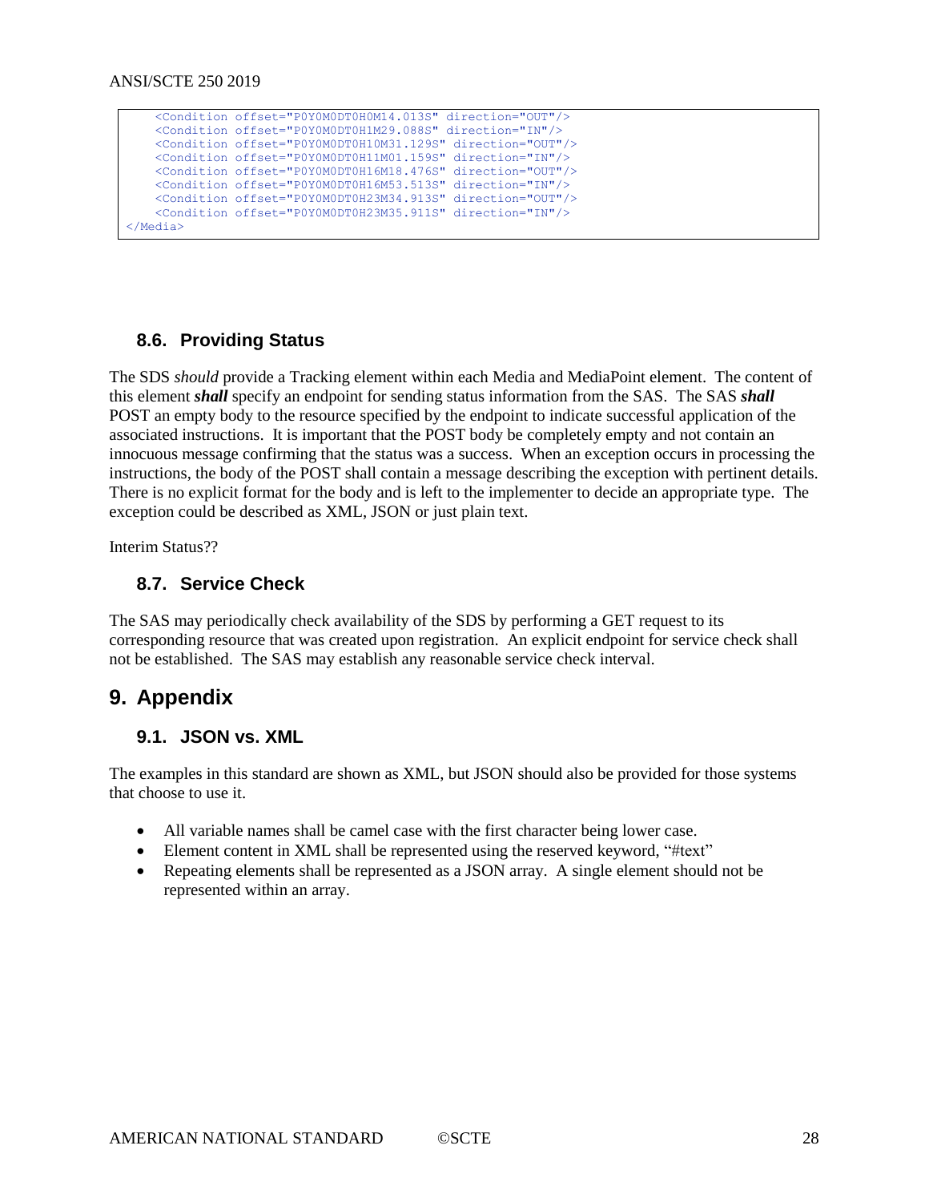```
    <Condition offset="P0Y0M0DT0H0M14.013S" direction="OUT"/>
    <Condition offset="P0Y0M0DT0H1M29.088S" direction="IN"/>
    <Condition offset="P0Y0M0DT0H10M31.129S" direction="OUT"/>
    <Condition offset="P0Y0M0DT0H11M01.159S" direction="IN"/>
    <Condition offset="P0Y0M0DT0H16M18.476S" direction="OUT"/>
    <Condition offset="P0Y0M0DT0H16M53.513S" direction="IN"/>
    <Condition offset="P0Y0M0DT0H23M34.913S" direction="OUT"/>
    <Condition offset="P0Y0M0DT0H23M35.911S" direction="IN"/>
</Media>
```

### 8.6. Providing Status

The SDS *should* provide a Tracking element within each Media and MediaPoint element. The content of this element ***shall*** specify an endpoint for sending status information from the SAS. The SAS ***shall*** POST an empty body to the resource specified by the endpoint to indicate successful application of the associated instructions. It is important that the POST body be completely empty and not contain an innocuous message confirming that the status was a success. When an exception occurs in processing the instructions, the body of the POST shall contain a message describing the exception with pertinent details. There is no explicit format for the body and is left to the implementer to decide an appropriate type. The exception could be described as XML, JSON or just plain text.

Interim Status??

### 8.7. Service Check

The SAS may periodically check availability of the SDS by performing a GET request to its corresponding resource that was created upon registration. An explicit endpoint for service check shall not be established. The SAS may establish any reasonable service check interval.

## 9. Appendix

### 9.1. JSON vs. XML

The examples in this standard are shown as XML, but JSON should also be provided for those systems that choose to use it.

- All variable names shall be camel case with the first character being lower case.
- Element content in XML shall be represented using the reserved keyword, “#text”
- Repeating elements shall be represented as a JSON array. A single element should not be represented within an array.